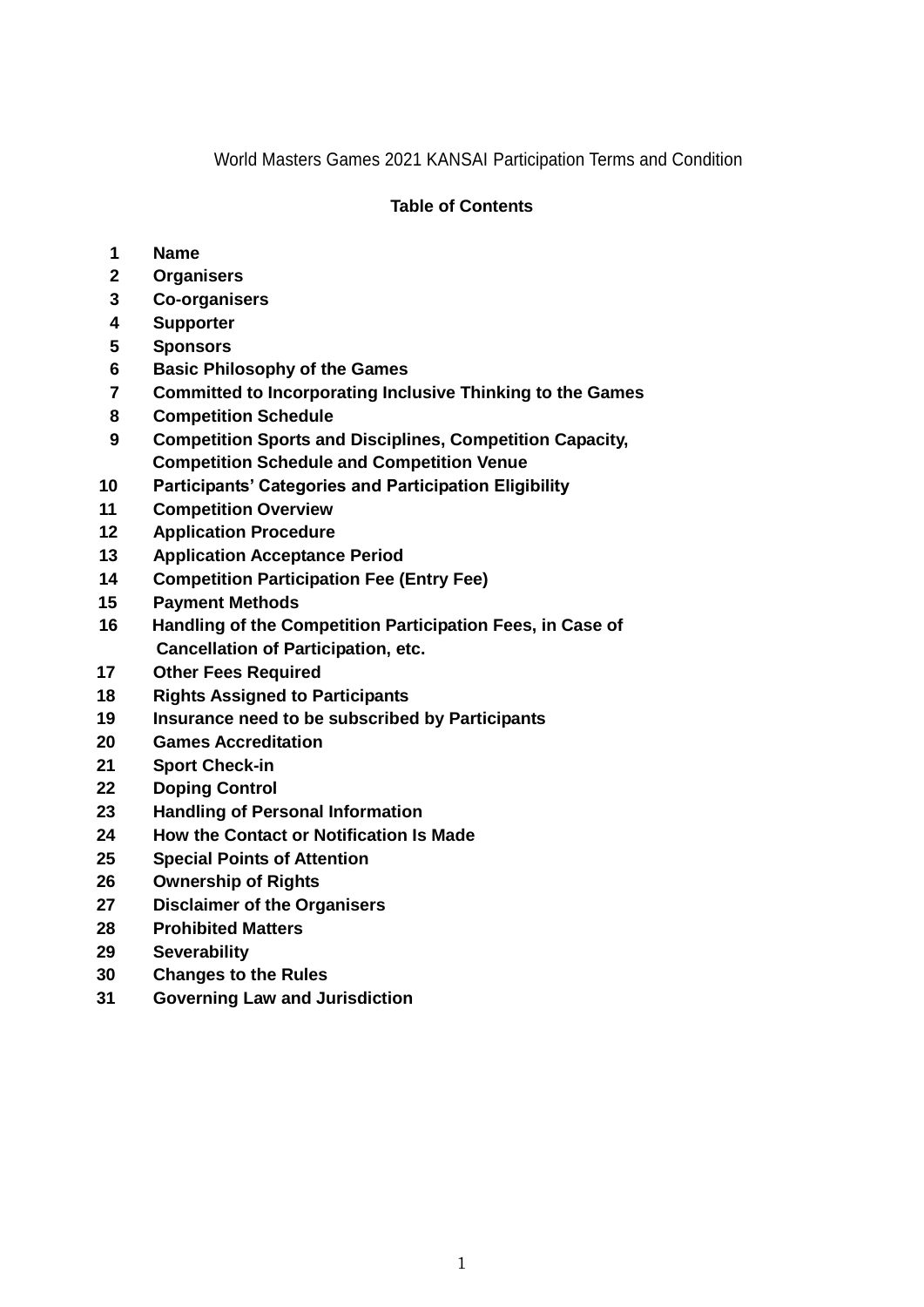World Masters Games 2021 KANSAI Participation Terms and Condition

**Table of Contents**

1. **Name**
2. **Organisers**
3. **Co-organisers**
4. **Supporter**
5. **Sponsors**
6. **Basic Philosophy of the Games**
7. **Committed to Incorporating Inclusive Thinking to the Games**
8. **Competition Schedule**
9. **Competition Sports and Disciplines, Competition Capacity, Competition Schedule and Competition Venue**
10. **Participants' Categories and Participation Eligibility**
11. **Competition Overview**
12. **Application Procedure**
13. **Application Acceptance Period**
14. **Competition Participation Fee (Entry Fee)**
15. **Payment Methods**
16. **Handling of the Competition Participation Fees, in Case of Cancellation of Participation, etc.**
17. **Other Fees Required**
18. **Rights Assigned to Participants**
19. **Insurance need to be subscribed by Participants**
20. **Games Accreditation**
21. **Sport Check-in**
22. **Doping Control**
23. **Handling of Personal Information**
24. **How the Contact or Notification Is Made**
25. **Special Points of Attention**
26. **Ownership of Rights**
27. **Disclaimer of the Organisers**
28. **Prohibited Matters**
29. **Severability**
30. **Changes to the Rules**
31. **Governing Law and Jurisdiction**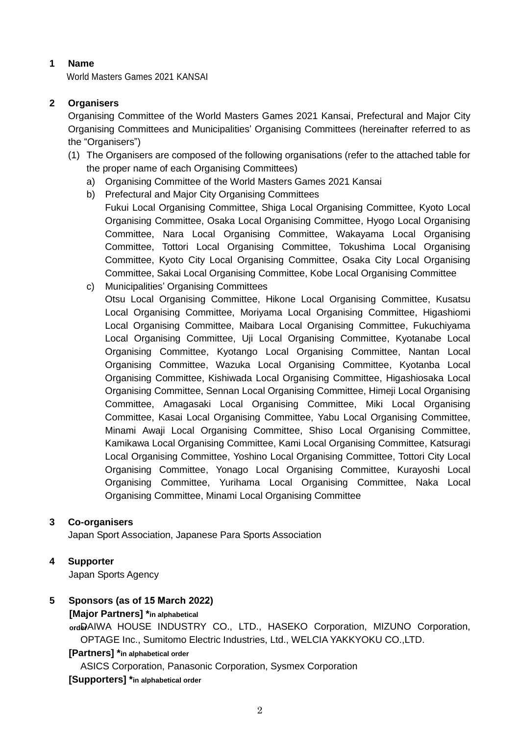## 1 Name

World Masters Games 2021 KANSAI

## 2 Organisers

Organising Committee of the World Masters Games 2021 Kansai, Prefectural and Major City Organising Committees and Municipalities' Organising Committees (hereinafter referred to as the "Organisers")

(1) The Organisers are composed of the following organisations (refer to the attached table for the proper name of each Organising Committees)

a) Organising Committee of the World Masters Games 2021 Kansai

b) Prefectural and Major City Organising Committees

Fukui Local Organising Committee, Shiga Local Organising Committee, Kyoto Local Organising Committee, Osaka Local Organising Committee, Hyogo Local Organising Committee, Nara Local Organising Committee, Wakayama Local Organising Committee, Tottori Local Organising Committee, Tokushima Local Organising Committee, Kyoto City Local Organising Committee, Osaka City Local Organising Committee, Sakai Local Organising Committee, Kobe Local Organising Committee

c) Municipalities' Organising Committees

Otsu Local Organising Committee, Hikone Local Organising Committee, Kusatsu Local Organising Committee, Moriyama Local Organising Committee, Higashiomi Local Organising Committee, Maibara Local Organising Committee, Fukuchiyama Local Organising Committee, Uji Local Organising Committee, Kyotanabe Local Organising Committee, Kyotango Local Organising Committee, Nantan Local Organising Committee, Wazuka Local Organising Committee, Kyotanba Local Organising Committee, Kishiwada Local Organising Committee, Higashiosaka Local Organising Committee, Sennan Local Organising Committee, Himeji Local Organising Committee, Amagasaki Local Organising Committee, Miki Local Organising Committee, Kasai Local Organising Committee, Yabu Local Organising Committee, Minami Awaji Local Organising Committee, Shiso Local Organising Committee, Kamikawa Local Organising Committee, Kami Local Organising Committee, Katsuragi Local Organising Committee, Yoshino Local Organising Committee, Tottori City Local Organising Committee, Yonago Local Organising Committee, Kurayoshi Local Organising Committee, Yurihama Local Organising Committee, Naka Local Organising Committee, Minami Local Organising Committee

## 3 Co-organisers

Japan Sport Association, Japanese Para Sports Association

## 4 Supporter

Japan Sports Agency

## 5 Sponsors (as of 15 March 2022)

**[Major Partners] *in alphabetical order**

DAIWA HOUSE INDUSTRY CO., LTD., HASEKO Corporation, MIZUNO Corporation, OPTAGE Inc., Sumitomo Electric Industries, Ltd., WELCIA YAKKYOKU CO.,LTD.

**[Partners] *in alphabetical order**

ASICS Corporation, Panasonic Corporation, Sysmex Corporation

**[Supporters] *in alphabetical order**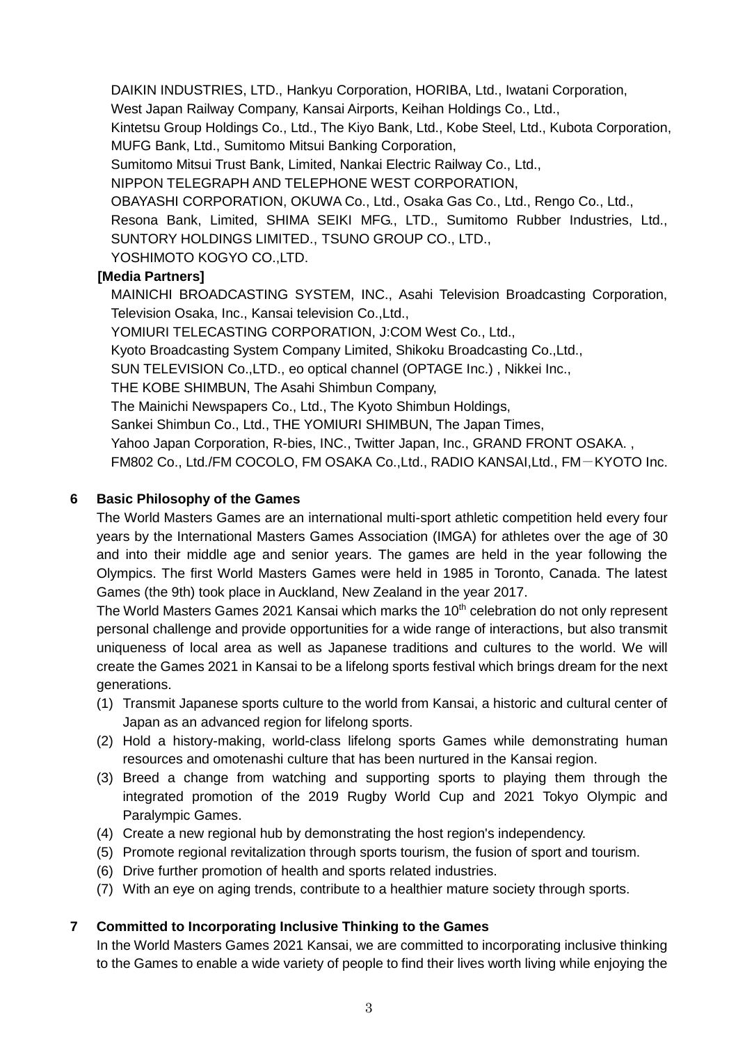DAIKIN INDUSTRIES, LTD., Hankyu Corporation, HORIBA, Ltd., Iwatani Corporation, West Japan Railway Company, Kansai Airports, Keihan Holdings Co., Ltd., Kintetsu Group Holdings Co., Ltd., The Kiyo Bank, Ltd., Kobe Steel, Ltd., Kubota Corporation, MUFG Bank, Ltd., Sumitomo Mitsui Banking Corporation, Sumitomo Mitsui Trust Bank, Limited, Nankai Electric Railway Co., Ltd., NIPPON TELEGRAPH AND TELEPHONE WEST CORPORATION, OBAYASHI CORPORATION, OKUWA Co., Ltd., Osaka Gas Co., Ltd., Rengo Co., Ltd., Resona Bank, Limited, SHIMA SEIKI MFG., LTD., Sumitomo Rubber Industries, Ltd., SUNTORY HOLDINGS LIMITED., TSUNO GROUP CO., LTD., YOSHIMOTO KOGYO CO.,LTD.

**[Media Partners]**

MAINICHI BROADCASTING SYSTEM, INC., Asahi Television Broadcasting Corporation, Television Osaka, Inc., Kansai television Co.,Ltd., YOMIURI TELECASTING CORPORATION, J:COM West Co., Ltd., Kyoto Broadcasting System Company Limited, Shikoku Broadcasting Co.,Ltd., SUN TELEVISION Co.,LTD., eo optical channel (OPTAGE Inc.) , Nikkei Inc., THE KOBE SHIMBUN, The Asahi Shimbun Company, The Mainichi Newspapers Co., Ltd., The Kyoto Shimbun Holdings, Sankei Shimbun Co., Ltd., THE YOMIURI SHIMBUN, The Japan Times, Yahoo Japan Corporation, R-bies, INC., Twitter Japan, Inc., GRAND FRONT OSAKA. , FM802 Co., Ltd./FM COCOLO, FM OSAKA Co.,Ltd., RADIO KANSAI,Ltd., FM－KYOTO Inc.

## 6 Basic Philosophy of the Games

The World Masters Games are an international multi-sport athletic competition held every four years by the International Masters Games Association (IMGA) for athletes over the age of 30 and into their middle age and senior years. The games are held in the year following the Olympics. The first World Masters Games were held in 1985 in Toronto, Canada. The latest Games (the 9th) took place in Auckland, New Zealand in the year 2017.

The World Masters Games 2021 Kansai which marks the 10th celebration do not only represent personal challenge and provide opportunities for a wide range of interactions, but also transmit uniqueness of local area as well as Japanese traditions and cultures to the world. We will create the Games 2021 in Kansai to be a lifelong sports festival which brings dream for the next generations.

(1) Transmit Japanese sports culture to the world from Kansai, a historic and cultural center of Japan as an advanced region for lifelong sports.
(2) Hold a history-making, world-class lifelong sports Games while demonstrating human resources and omotenashi culture that has been nurtured in the Kansai region.
(3) Breed a change from watching and supporting sports to playing them through the integrated promotion of the 2019 Rugby World Cup and 2021 Tokyo Olympic and Paralympic Games.
(4) Create a new regional hub by demonstrating the host region's independency.
(5) Promote regional revitalization through sports tourism, the fusion of sport and tourism.
(6) Drive further promotion of health and sports related industries.
(7) With an eye on aging trends, contribute to a healthier mature society through sports.

## 7 Committed to Incorporating Inclusive Thinking to the Games

In the World Masters Games 2021 Kansai, we are committed to incorporating inclusive thinking to the Games to enable a wide variety of people to find their lives worth living while enjoying the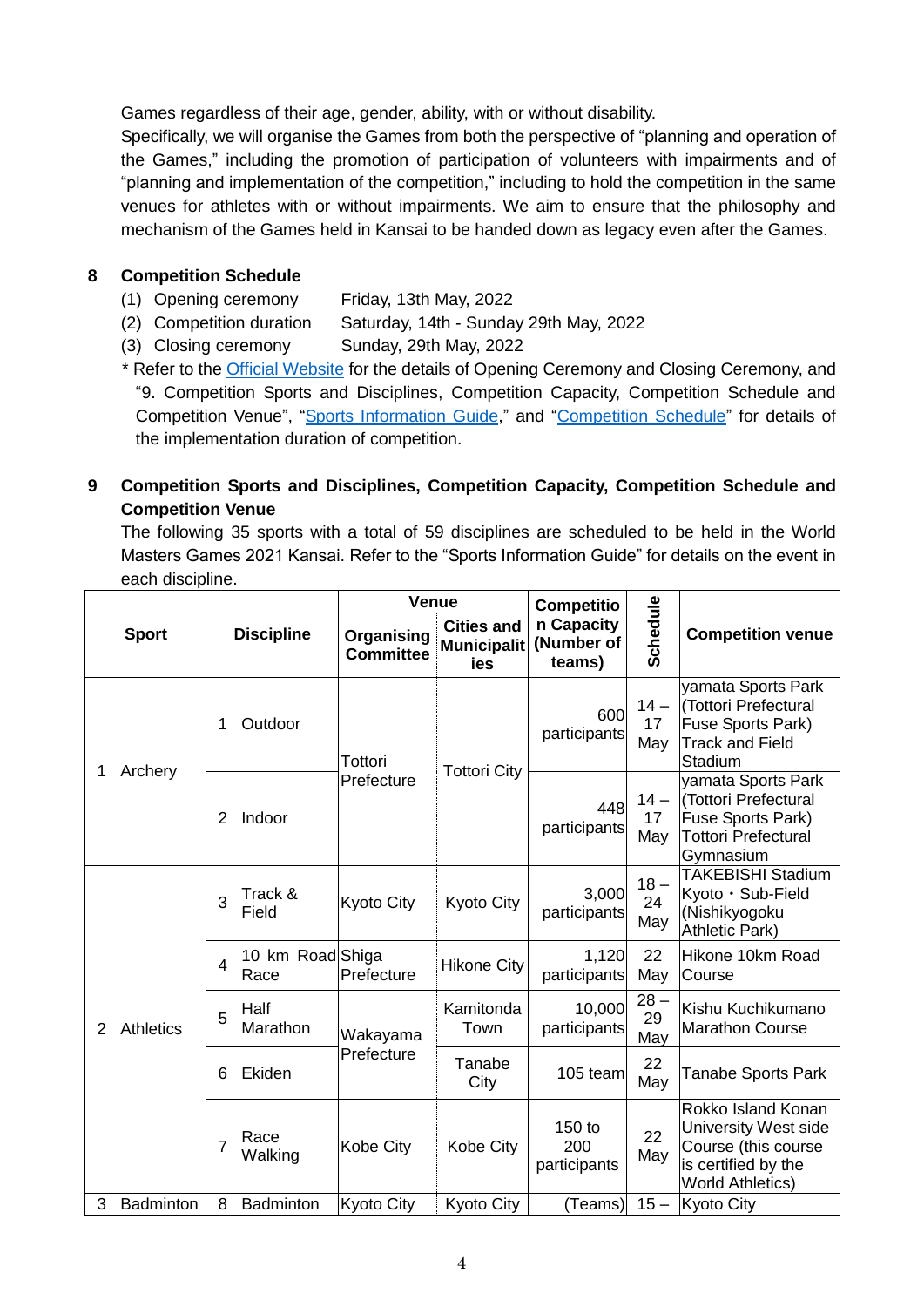Games regardless of their age, gender, ability, with or without disability.

Specifically, we will organise the Games from both the perspective of "planning and operation of the Games," including the promotion of participation of volunteers with impairments and of "planning and implementation of the competition," including to hold the competition in the same venues for athletes with or without impairments. We aim to ensure that the philosophy and mechanism of the Games held in Kansai to be handed down as legacy even after the Games.

## 8 Competition Schedule

(1) Opening ceremony  Friday, 13th May, 2022

(2) Competition duration  Saturday, 14th - Sunday 29th May, 2022

(3) Closing ceremony  Sunday, 29th May, 2022

\* Refer to the Official Website for the details of Opening Ceremony and Closing Ceremony, and "9. Competition Sports and Disciplines, Competition Capacity, Competition Schedule and Competition Venue", "Sports Information Guide," and "Competition Schedule" for details of the implementation duration of competition.

## 9 Competition Sports and Disciplines, Competition Capacity, Competition Schedule and Competition Venue

The following 35 sports with a total of 59 disciplines are scheduled to be held in the World Masters Games 2021 Kansai. Refer to the "Sports Information Guide" for details on the event in each discipline.

| | Sport | | Discipline | Venue | | Competition Capacity (Number of teams) | Schedule | Competition venue |
|---|---|---|---|---|---|---|---|---|
| | | | | Organising Committee | Cities and Municipalities | | | |
| 1 | Archery | 1 | Outdoor | Tottori Prefecture | Tottori City | 600 participants | 14 – 17 May | yamata Sports Park (Tottori Prefectural Fuse Sports Park) Track and Field Stadium |
| | | 2 | Indoor | | | 448 participants | 14 – 17 May | yamata Sports Park (Tottori Prefectural Fuse Sports Park) Tottori Prefectural Gymnasium |
| 2 | Athletics | 3 | Track & Field | Kyoto City | Kyoto City | 3,000 participants | 18 – 24 May | TAKEBISHI Stadium Kyoto・Sub-Field (Nishikyogoku Athletic Park) |
| | | 4 | 10 km Road Race | Shiga Prefecture | Hikone City | 1,120 participants | 22 May | Hikone 10km Road Course |
| | | 5 | Half Marathon | Wakayama Prefecture | Kamitonda Town | 10,000 participants | 28 – 29 May | Kishu Kuchikumano Marathon Course |
| | | 6 | Ekiden | | Tanabe City | 105 team | 22 May | Tanabe Sports Park |
| | | 7 | Race Walking | Kobe City | Kobe City | 150 to 200 participants | 22 May | Rokko Island Konan University West side Course (this course is certified by the World Athletics) |
| 3 | Badminton | 8 | Badminton | Kyoto City | Kyoto City | (Teams) | 15 – | Kyoto City |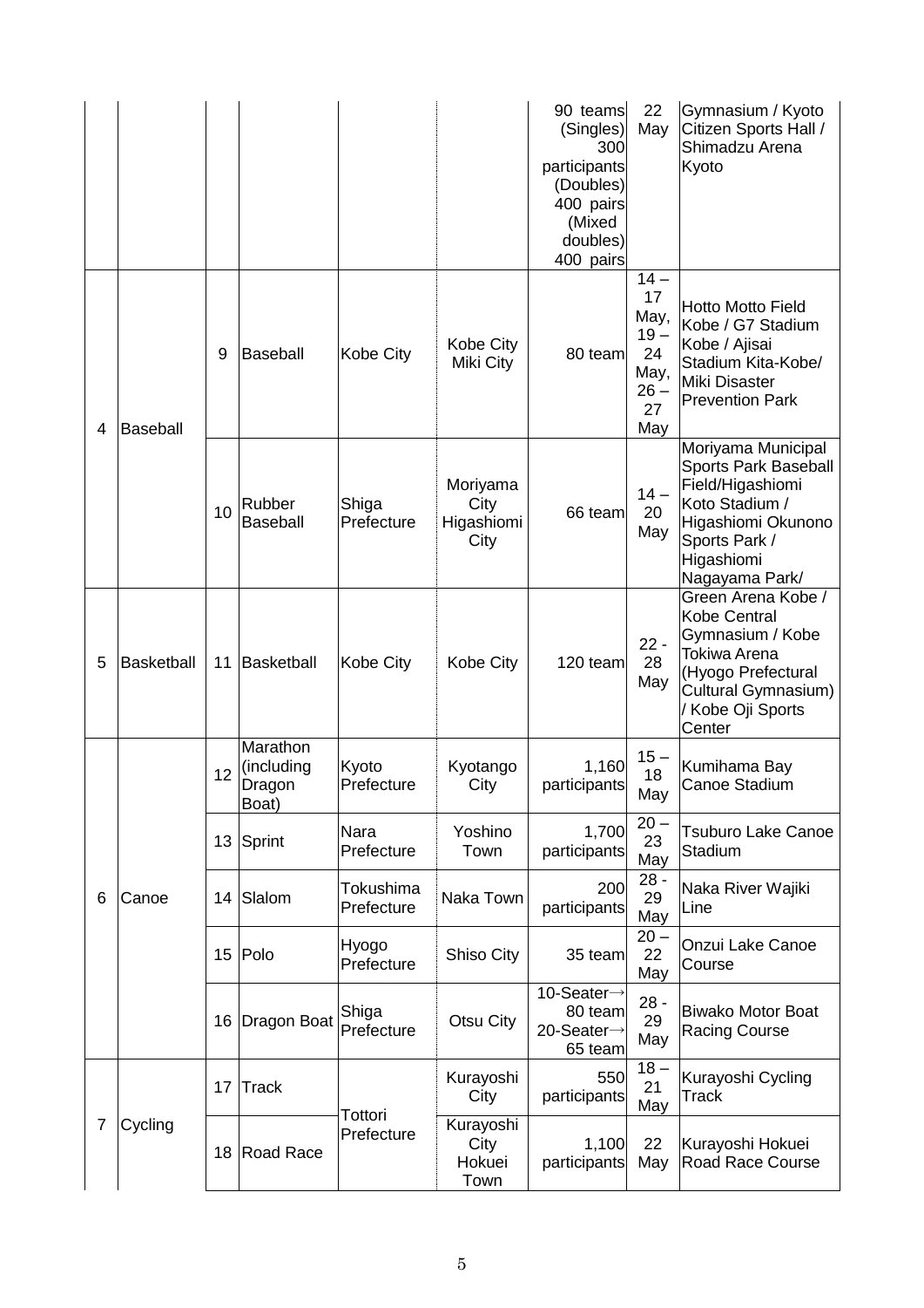| | | | | | | 90 teams (Singles) 300 participants (Doubles) 400 pairs (Mixed doubles) 400 pairs | 22 May | Gymnasium / Kyoto Citizen Sports Hall / Shimadzu Arena Kyoto |
|---|---|---|---|---|---|---|---|---|
| 4 | Baseball | 9 | Baseball | Kobe City | Kobe City Miki City | 80 team | 14 – 17 May, 19 – 24 May, 26 – 27 May | Hotto Motto Field Kobe / G7 Stadium Kobe / Ajisai Stadium Kita-Kobe/ Miki Disaster Prevention Park |
| | | 10 | Rubber Baseball | Shiga Prefecture | Moriyama City Higashiomi City | 66 team | 14 – 20 May | Moriyama Municipal Sports Park Baseball Field/Higashiomi Koto Stadium / Higashiomi Okunono Sports Park / Higashiomi Nagayama Park/ |
| 5 | Basketball | 11 | Basketball | Kobe City | Kobe City | 120 team | 22 - 28 May | Green Arena Kobe / Kobe Central Gymnasium / Kobe Tokiwa Arena (Hyogo Prefectural Cultural Gymnasium) / Kobe Oji Sports Center |
| 6 | Canoe | 12 | Marathon (including Dragon Boat) | Kyoto Prefecture | Kyotango City | 1,160 participants | 15 – 18 May | Kumihama Bay Canoe Stadium |
| | | 13 | Sprint | Nara Prefecture | Yoshino Town | 1,700 participants | 20 – 23 May | Tsuburo Lake Canoe Stadium |
| | | 14 | Slalom | Tokushima Prefecture | Naka Town | 200 participants | 28 - 29 May | Naka River Wajiki Line |
| | | 15 | Polo | Hyogo Prefecture | Shiso City | 35 team | 20 – 22 May | Onzui Lake Canoe Course |
| | | 16 | Dragon Boat | Shiga Prefecture | Otsu City | 10-Seater→ 80 team 20-Seater→ 65 team | 28 - 29 May | Biwako Motor Boat Racing Course |
| 7 | Cycling | 17 | Track | Tottori Prefecture | Kurayoshi City | 550 participants | 18 – 21 May | Kurayoshi Cycling Track |
| | | 18 | Road Race | | Kurayoshi City Hokuei Town | 1,100 participants | 22 May | Kurayoshi Hokuei Road Race Course |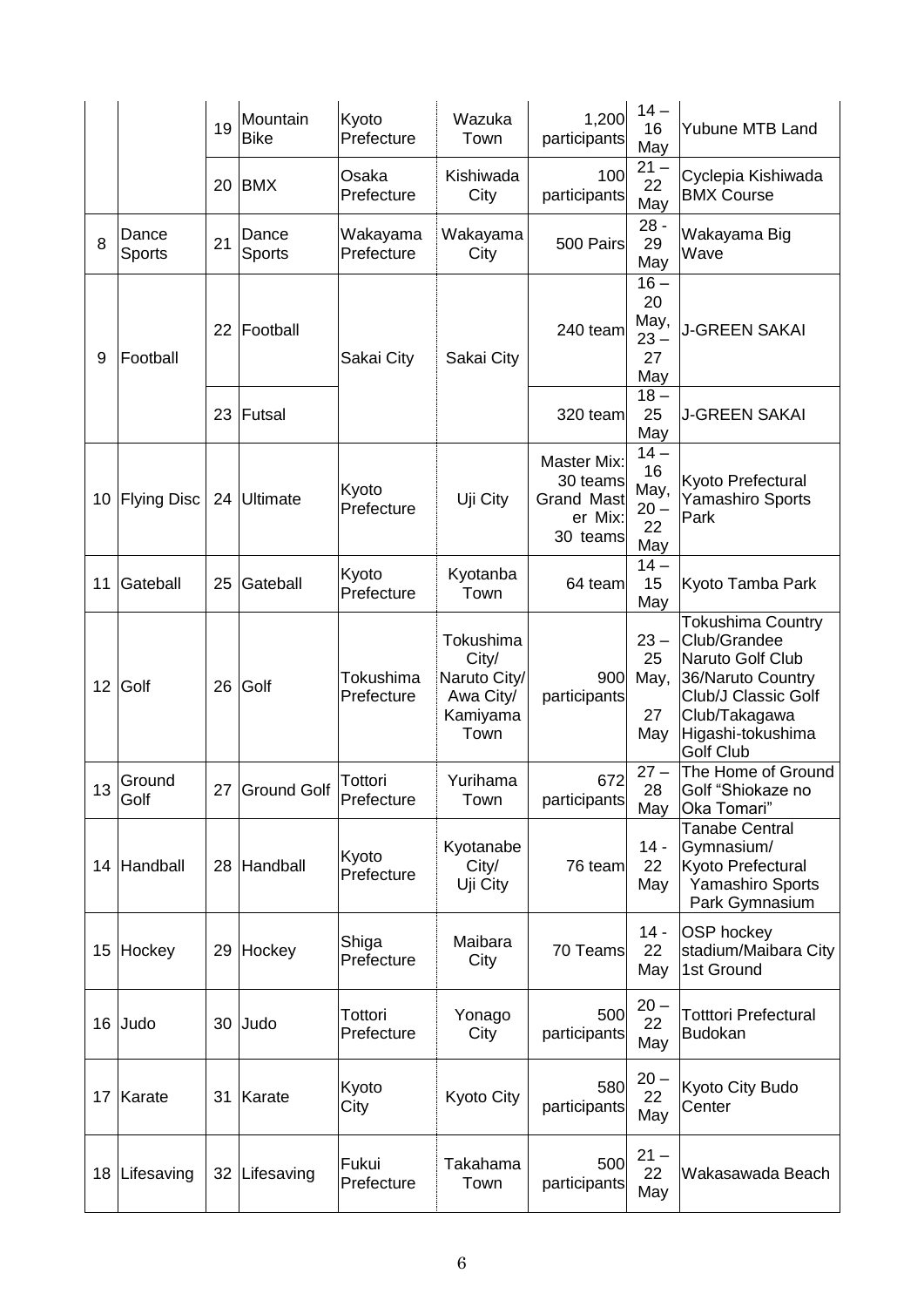| | | | | | | | | |
|---|---|---|---|---|---|---|---|---|
| | | 19 | Mountain Bike | Kyoto Prefecture | Wazuka Town | 1,200 participants | 14 – 16 May | Yubune MTB Land |
| | | 20 | BMX | Osaka Prefecture | Kishiwada City | 100 participants | 21 – 22 May | Cyclepia Kishiwada BMX Course |
| 8 | Dance Sports | 21 | Dance Sports | Wakayama Prefecture | Wakayama City | 500 Pairs | 28 - 29 May | Wakayama Big Wave |
| 9 | Football | 22 | Football | Sakai City | Sakai City | 240 team | 16 – 20 May, 23 – 27 May | J-GREEN SAKAI |
| | | 23 | Futsal | | | 320 team | 18 – 25 May | J-GREEN SAKAI |
| 10 | Flying Disc | 24 | Ultimate | Kyoto Prefecture | Uji City | Master Mix: 30 teams Grand Master Mix: 30 teams | 14 – 16 May, 20 – 22 May | Kyoto Prefectural Yamashiro Sports Park |
| 11 | Gateball | 25 | Gateball | Kyoto Prefecture | Kyotanba Town | 64 team | 14 – 15 May | Kyoto Tamba Park |
| 12 | Golf | 26 | Golf | Tokushima Prefecture | Tokushima City/ Naruto City/ Awa City/ Kamiyama Town | 900 participants | 23 – 25 May, 27 May | Tokushima Country Club/Grandee Naruto Golf Club 36/Naruto Country Club/J Classic Golf Club/Takagawa Higashi-tokushima Golf Club |
| 13 | Ground Golf | 27 | Ground Golf | Tottori Prefecture | Yurihama Town | 672 participants | 27 – 28 May | The Home of Ground Golf "Shiokaze no Oka Tomari" |
| 14 | Handball | 28 | Handball | Kyoto Prefecture | Kyotanabe City/ Uji City | 76 team | 14 - 22 May | Tanabe Central Gymnasium/ Kyoto Prefectural Yamashiro Sports Park Gymnasium |
| 15 | Hockey | 29 | Hockey | Shiga Prefecture | Maibara City | 70 Teams | 14 - 22 May | OSP hockey stadium/Maibara City 1st Ground |
| 16 | Judo | 30 | Judo | Tottori Prefecture | Yonago City | 500 participants | 20 – 22 May | Totttori Prefectural Budokan |
| 17 | Karate | 31 | Karate | Kyoto City | Kyoto City | 580 participants | 20 – 22 May | Kyoto City Budo Center |
| 18 | Lifesaving | 32 | Lifesaving | Fukui Prefecture | Takahama Town | 500 participants | 21 – 22 May | Wakasawada Beach |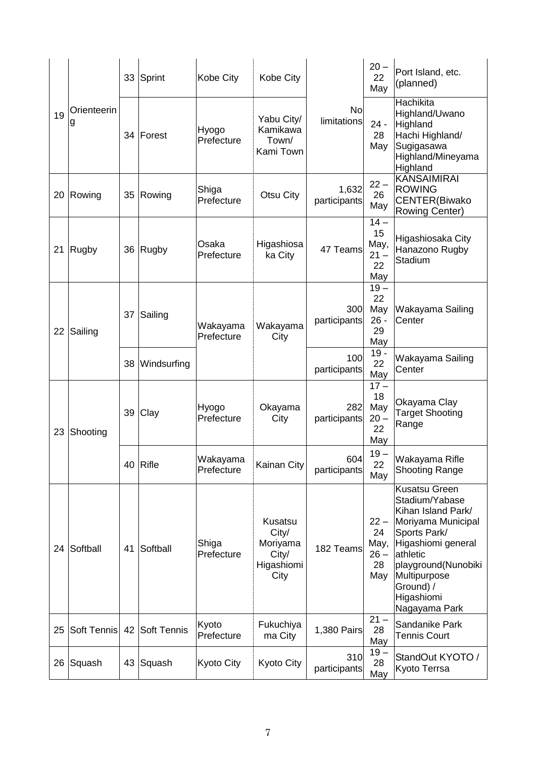| | | | | | | | | |
|---|---|---|---|---|---|---|---|---|
| 19 | Orienteering | 33 | Sprint | Kobe City | Kobe City | No limitations | 20 – 22 May | Port Island, etc. (planned) |
| | | 34 | Forest | Hyogo Prefecture | Yabu City/ Kamikawa Town/ Kami Town | | 24 - 28 May | Hachikita Highland/Uwano Highland Hachi Highland/ Sugigasawa Highland/Mineyama Highland |
| 20 | Rowing | 35 | Rowing | Shiga Prefecture | Otsu City | 1,632 participants | 22 – 26 May | KANSAIMIRAI ROWING CENTER(Biwako Rowing Center) |
| 21 | Rugby | 36 | Rugby | Osaka Prefecture | Higashiosaka City | 47 Teams | 14 – 15 May, 21 – 22 May | Higashiosaka City Hanazono Rugby Stadium |
| 22 | Sailing | 37 | Sailing | Wakayama Prefecture | Wakayama City | 300 participants | 19 – 22 May 26 - 29 May | Wakayama Sailing Center |
| | | 38 | Windsurfing | | | 100 participants | 19 - 22 May | Wakayama Sailing Center |
| 23 | Shooting | 39 | Clay | Hyogo Prefecture | Okayama City | 282 participants | 17 – 18 May 20 – 22 May | Okayama Clay Target Shooting Range |
| | | 40 | Rifle | Wakayama Prefecture | Kainan City | 604 participants | 19 – 22 May | Wakayama Rifle Shooting Range |
| 24 | Softball | 41 | Softball | Shiga Prefecture | Kusatsu City/ Moriyama City/ Higashiomi City | 182 Teams | 22 – 24 May, 26 – 28 May | Kusatsu Green Stadium/Yabase Kihan Island Park/ Moriyama Municipal Sports Park/ Higashiomi general athletic playground(Nunobiki Multipurpose Ground) / Higashiomi Nagayama Park |
| 25 | Soft Tennis | 42 | Soft Tennis | Kyoto Prefecture | Fukuchiyama City | 1,380 Pairs | 21 – 28 May | Sandanike Park Tennis Court |
| 26 | Squash | 43 | Squash | Kyoto City | Kyoto City | 310 participants | 19 – 28 May | StandOut KYOTO / Kyoto Terrsa |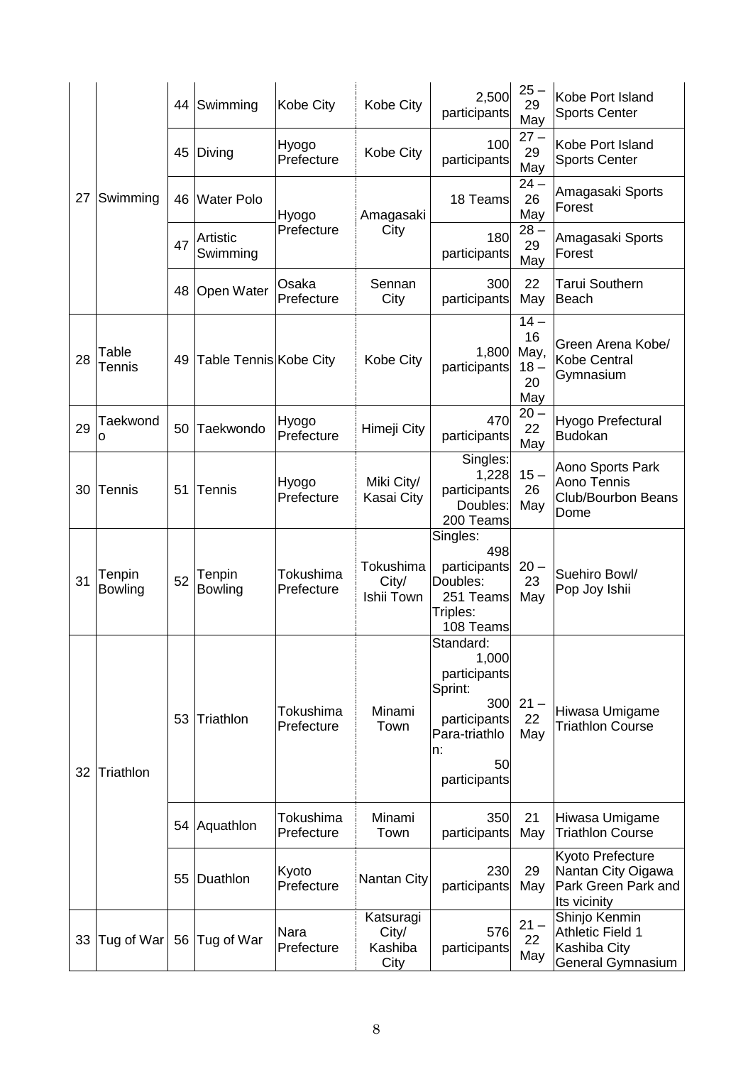| | | | | | | | | |
|---|---|---|---|---|---|---|---|---|
| 27 | Swimming | 44 | Swimming | Kobe City | Kobe City | 2,500 participants | 25 – 29 May | Kobe Port Island Sports Center |
| | | 45 | Diving | Hyogo Prefecture | Kobe City | 100 participants | 27 – 29 May | Kobe Port Island Sports Center |
| | | 46 | Water Polo | Hyogo Prefecture | Amagasaki City | 18 Teams | 24 – 26 May | Amagasaki Sports Forest |
| | | 47 | Artistic Swimming | | | 180 participants | 28 – 29 May | Amagasaki Sports Forest |
| | | 48 | Open Water | Osaka Prefecture | Sennan City | 300 participants | 22 May | Tarui Southern Beach |
| 28 | Table Tennis | 49 | Table Tennis | Kobe City | Kobe City | 1,800 participants | 14 – 16 May, 18 – 20 May | Green Arena Kobe/ Kobe Central Gymnasium |
| 29 | Taekwondo | 50 | Taekwondo | Hyogo Prefecture | Himeji City | 470 participants | 20 – 22 May | Hyogo Prefectural Budokan |
| 30 | Tennis | 51 | Tennis | Hyogo Prefecture | Miki City/ Kasai City | Singles: 1,228 participants Doubles: 200 Teams | 15 – 26 May | Aono Sports Park Aono Tennis Club/Bourbon Beans Dome |
| 31 | Tenpin Bowling | 52 | Tenpin Bowling | Tokushima Prefecture | Tokushima City/ Ishii Town | Singles: 498 participants Doubles: 251 Teams Triples: 108 Teams | 20 – 23 May | Suehiro Bowl/ Pop Joy Ishii |
| 32 | Triathlon | 53 | Triathlon | Tokushima Prefecture | Minami Town | Standard: 1,000 participants Sprint: 300 participants Para-triathlon: 50 participants | 21 – 22 May | Hiwasa Umigame Triathlon Course |
| | | 54 | Aquathlon | Tokushima Prefecture | Minami Town | 350 participants | 21 May | Hiwasa Umigame Triathlon Course |
| | | 55 | Duathlon | Kyoto Prefecture | Nantan City | 230 participants | 29 May | Kyoto Prefecture Nantan City Oigawa Park Green Park and Its vicinity |
| 33 | Tug of War | 56 | Tug of War | Nara Prefecture | Katsuragi City/ Kashiba City | 576 participants | 21 – 22 May | Shinjo Kenmin Athletic Field 1 Kashiba City General Gymnasium |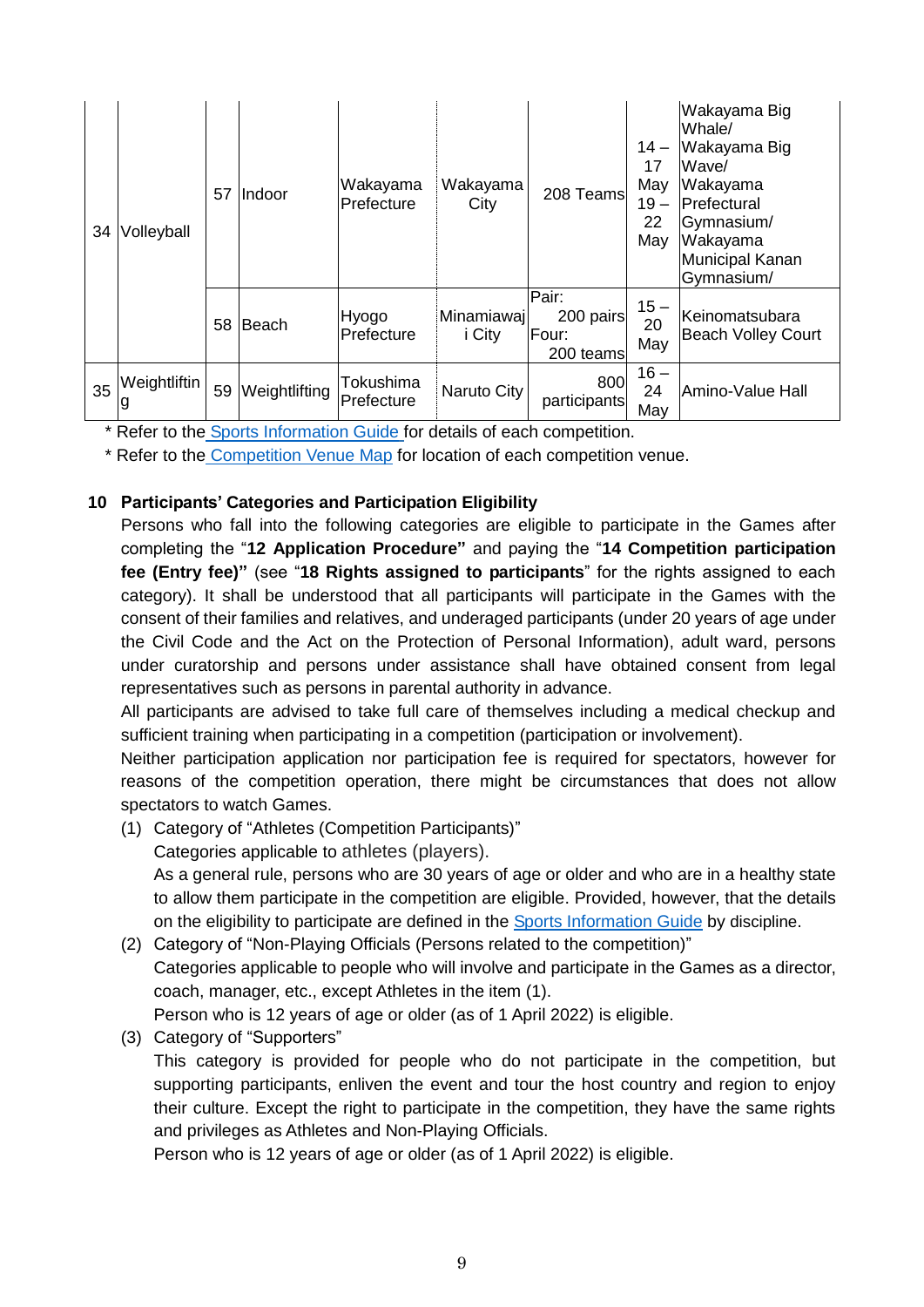| 34 | Volleyball | 57 | Indoor | Wakayama Prefecture | Wakayama City | 208 Teams | 14 – 17 May 19 – 22 May | Wakayama Big Whale/ Wakayama Big Wave/ Wakayama Prefectural Gymnasium/ Wakayama Municipal Kanan Gymnasium/ |
|---|---|---|---|---|---|---|---|---|
| | | 58 | Beach | Hyogo Prefecture | Minamiawaji City | Pair: 200 pairs Four: 200 teams | 15 – 20 May | Keinomatsubara Beach Volley Court |
| 35 | Weightlifting | 59 | Weightlifting | Tokushima Prefecture | Naruto City | 800 participants | 16 – 24 May | Amino-Value Hall |

\* Refer to the Sports Information Guide for details of each competition.

\* Refer to the Competition Venue Map for location of each competition venue.

### 10 Participants' Categories and Participation Eligibility

Persons who fall into the following categories are eligible to participate in the Games after completing the "**12 Application Procedure"** and paying the "**14 Competition participation fee (Entry fee)"** (see "**18 Rights assigned to participants**" for the rights assigned to each category). It shall be understood that all participants will participate in the Games with the consent of their families and relatives, and underaged participants (under 20 years of age under the Civil Code and the Act on the Protection of Personal Information), adult ward, persons under curatorship and persons under assistance shall have obtained consent from legal representatives such as persons in parental authority in advance.

All participants are advised to take full care of themselves including a medical checkup and sufficient training when participating in a competition (participation or involvement).

Neither participation application nor participation fee is required for spectators, however for reasons of the competition operation, there might be circumstances that does not allow spectators to watch Games.

(1) Category of "Athletes (Competition Participants)"
Categories applicable to athletes (players).
As a general rule, persons who are 30 years of age or older and who are in a healthy state to allow them participate in the competition are eligible. Provided, however, that the details on the eligibility to participate are defined in the Sports Information Guide by discipline.

(2) Category of "Non-Playing Officials (Persons related to the competition)"
Categories applicable to people who will involve and participate in the Games as a director, coach, manager, etc., except Athletes in the item (1).
Person who is 12 years of age or older (as of 1 April 2022) is eligible.

(3) Category of "Supporters"
This category is provided for people who do not participate in the competition, but supporting participants, enliven the event and tour the host country and region to enjoy their culture. Except the right to participate in the competition, they have the same rights and privileges as Athletes and Non-Playing Officials.
Person who is 12 years of age or older (as of 1 April 2022) is eligible.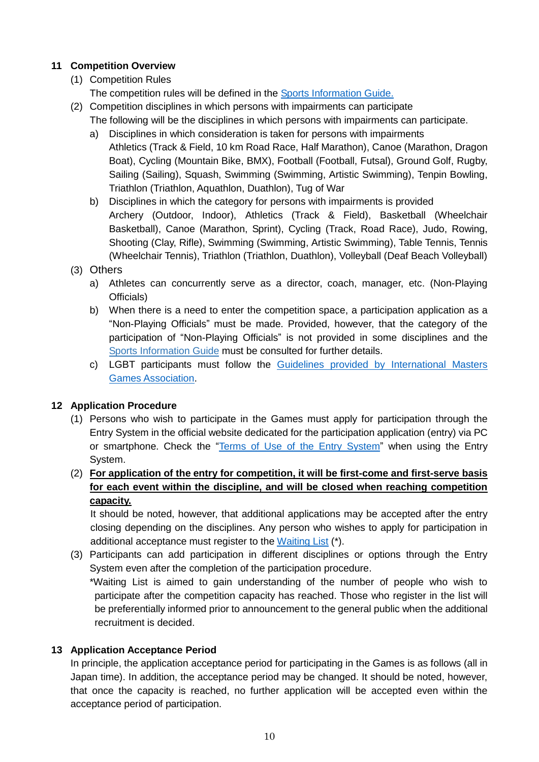## 11 Competition Overview

(1) Competition Rules

The competition rules will be defined in the Sports Information Guide.

(2) Competition disciplines in which persons with impairments can participate

The following will be the disciplines in which persons with impairments can participate.

a) Disciplines in which consideration is taken for persons with impairments

Athletics (Track & Field, 10 km Road Race, Half Marathon), Canoe (Marathon, Dragon Boat), Cycling (Mountain Bike, BMX), Football (Football, Futsal), Ground Golf, Rugby, Sailing (Sailing), Squash, Swimming (Swimming, Artistic Swimming), Tenpin Bowling, Triathlon (Triathlon, Aquathlon, Duathlon), Tug of War

b) Disciplines in which the category for persons with impairments is provided

Archery (Outdoor, Indoor), Athletics (Track & Field), Basketball (Wheelchair Basketball), Canoe (Marathon, Sprint), Cycling (Track, Road Race), Judo, Rowing, Shooting (Clay, Rifle), Swimming (Swimming, Artistic Swimming), Table Tennis, Tennis (Wheelchair Tennis), Triathlon (Triathlon, Duathlon), Volleyball (Deaf Beach Volleyball)

(3) Others

a) Athletes can concurrently serve as a director, coach, manager, etc. (Non-Playing Officials)

b) When there is a need to enter the competition space, a participation application as a “Non-Playing Officials” must be made. Provided, however, that the category of the participation of “Non-Playing Officials” is not provided in some disciplines and the Sports Information Guide must be consulted for further details.

c) LGBT participants must follow the Guidelines provided by International Masters Games Association.

## 12 Application Procedure

(1) Persons who wish to participate in the Games must apply for participation through the Entry System in the official website dedicated for the participation application (entry) via PC or smartphone. Check the “Terms of Use of the Entry System” when using the Entry System.

(2) **For application of the entry for competition, it will be first-come and first-serve basis for each event within the discipline, and will be closed when reaching competition capacity.**

It should be noted, however, that additional applications may be accepted after the entry closing depending on the disciplines. Any person who wishes to apply for participation in additional acceptance must register to the Waiting List (*).

(3) Participants can add participation in different disciplines or options through the Entry System even after the completion of the participation procedure.

*Waiting List is aimed to gain understanding of the number of people who wish to participate after the competition capacity has reached. Those who register in the list will be preferentially informed prior to announcement to the general public when the additional recruitment is decided.

## 13 Application Acceptance Period

In principle, the application acceptance period for participating in the Games is as follows (all in Japan time). In addition, the acceptance period may be changed. It should be noted, however, that once the capacity is reached, no further application will be accepted even within the acceptance period of participation.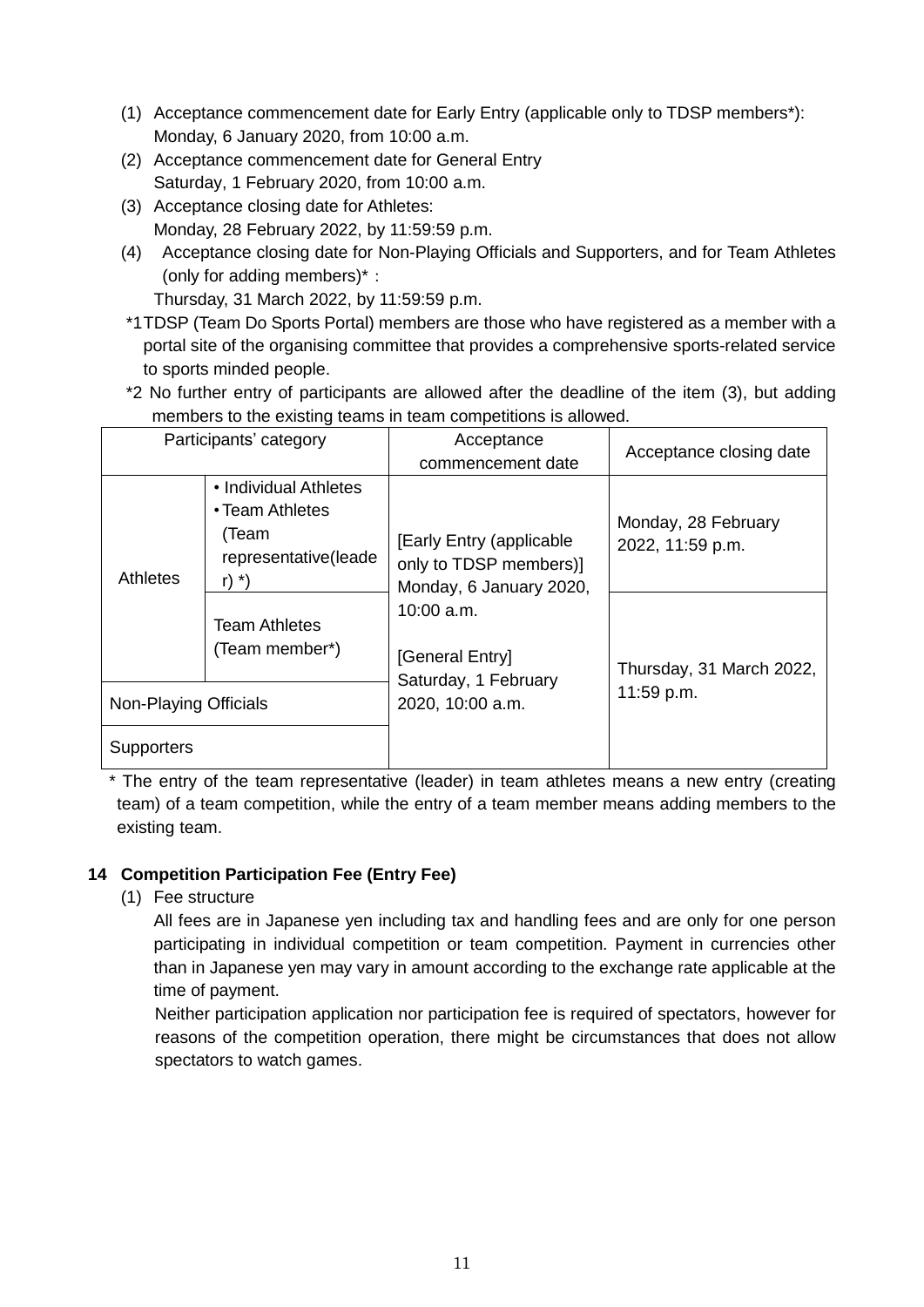(1) Acceptance commencement date for Early Entry (applicable only to TDSP members*): Monday, 6 January 2020, from 10:00 a.m.

(2) Acceptance commencement date for General Entry Saturday, 1 February 2020, from 10:00 a.m.

(3) Acceptance closing date for Athletes: Monday, 28 February 2022, by 11:59:59 p.m.

(4) Acceptance closing date for Non-Playing Officials and Supporters, and for Team Athletes (only for adding members)* : Thursday, 31 March 2022, by 11:59:59 p.m.

*1 TDSP (Team Do Sports Portal) members are those who have registered as a member with a portal site of the organising committee that provides a comprehensive sports-related service to sports minded people.

*2 No further entry of participants are allowed after the deadline of the item (3), but adding members to the existing teams in team competitions is allowed.

| Participants' category | | Acceptance commencement date | Acceptance closing date |
|---|---|---|---|
| Athletes | • Individual Athletes • Team Athletes (Team representative(leader) *) | [Early Entry (applicable only to TDSP members)] Monday, 6 January 2020, 10:00 a.m. [General Entry] Saturday, 1 February 2020, 10:00 a.m. | Monday, 28 February 2022, 11:59 p.m. |
| | Team Athletes (Team member*) | | Thursday, 31 March 2022, 11:59 p.m. |
| Non-Playing Officials | | | |
| Supporters | | | |

* The entry of the team representative (leader) in team athletes means a new entry (creating team) of a team competition, while the entry of a team member means adding members to the existing team.

## 14 Competition Participation Fee (Entry Fee)

(1) Fee structure

All fees are in Japanese yen including tax and handling fees and are only for one person participating in individual competition or team competition. Payment in currencies other than in Japanese yen may vary in amount according to the exchange rate applicable at the time of payment.

Neither participation application nor participation fee is required of spectators, however for reasons of the competition operation, there might be circumstances that does not allow spectators to watch games.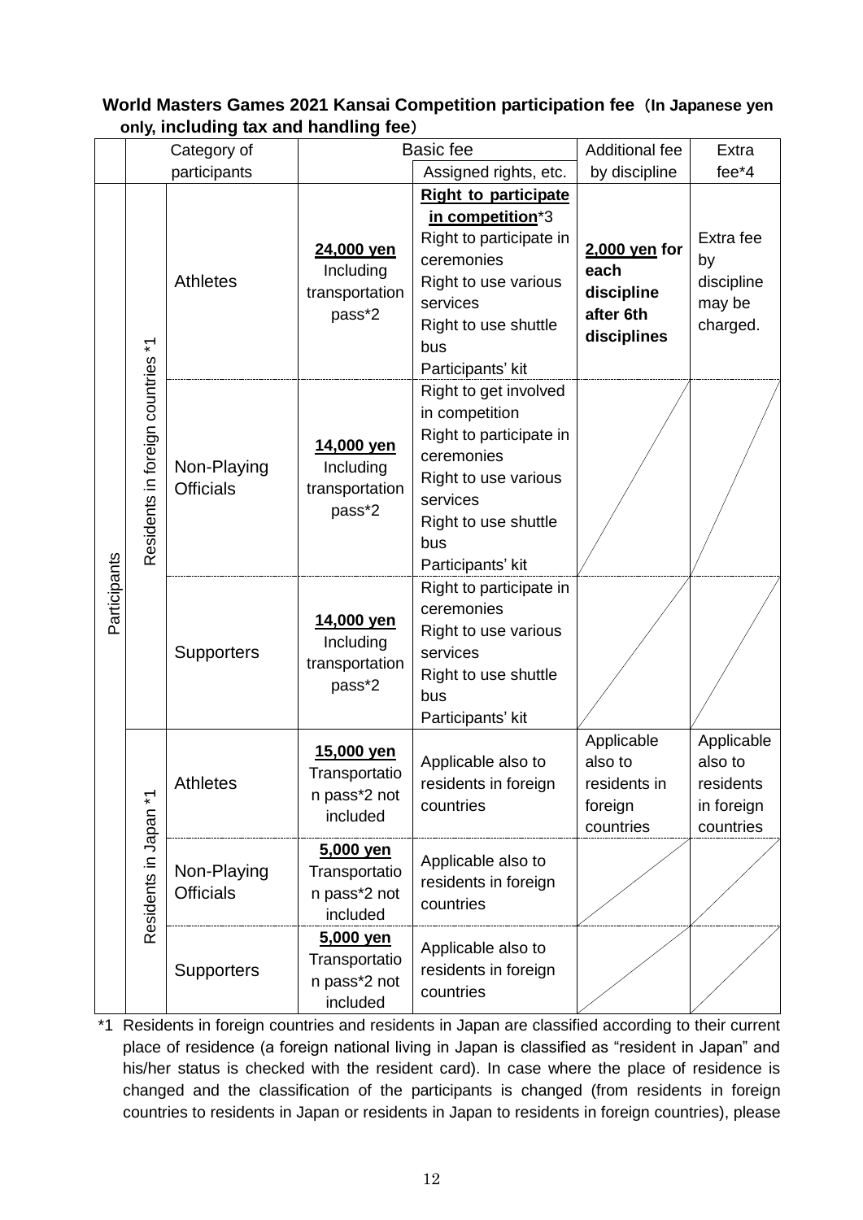**World Masters Games 2021 Kansai Competition participation fee（In Japanese yen only, including tax and handling fee）**

| | Category of participants | | Basic fee | Assigned rights, etc. | Additional fee by discipline | Extra fee*4 |
|---|---|---|---|---|---|---|
| Participants | Residents in foreign countries *1 | Athletes | **24,000 yen** Including transportation pass*2 | **Right to participate in competition***3<br>Right to participate in ceremonies<br>Right to use various services<br>Right to use shuttle bus<br>Participants' kit | **2,000 yen for each discipline after 6th disciplines** | Extra fee by discipline may be charged. |
| | | Non-Playing Officials | **14,000 yen** Including transportation pass*2 | Right to get involved in competition<br>Right to participate in ceremonies<br>Right to use various services<br>Right to use shuttle bus<br>Participants' kit | | |
| | | Supporters | **14,000 yen** Including transportation pass*2 | Right to participate in ceremonies<br>Right to use various services<br>Right to use shuttle bus<br>Participants' kit | | |
| | Residents in Japan *1 | Athletes | **15,000 yen** Transportation pass*2 not included | Applicable also to residents in foreign countries | Applicable also to residents in foreign countries | Applicable also to residents in foreign countries |
| | | Non-Playing Officials | **5,000 yen** Transportation pass*2 not included | Applicable also to residents in foreign countries | | |
| | | Supporters | **5,000 yen** Transportation pass*2 not included | Applicable also to residents in foreign countries | | |

*1 Residents in foreign countries and residents in Japan are classified according to their current place of residence (a foreign national living in Japan is classified as "resident in Japan" and his/her status is checked with the resident card). In case where the place of residence is changed and the classification of the participants is changed (from residents in foreign countries to residents in Japan or residents in Japan to residents in foreign countries), please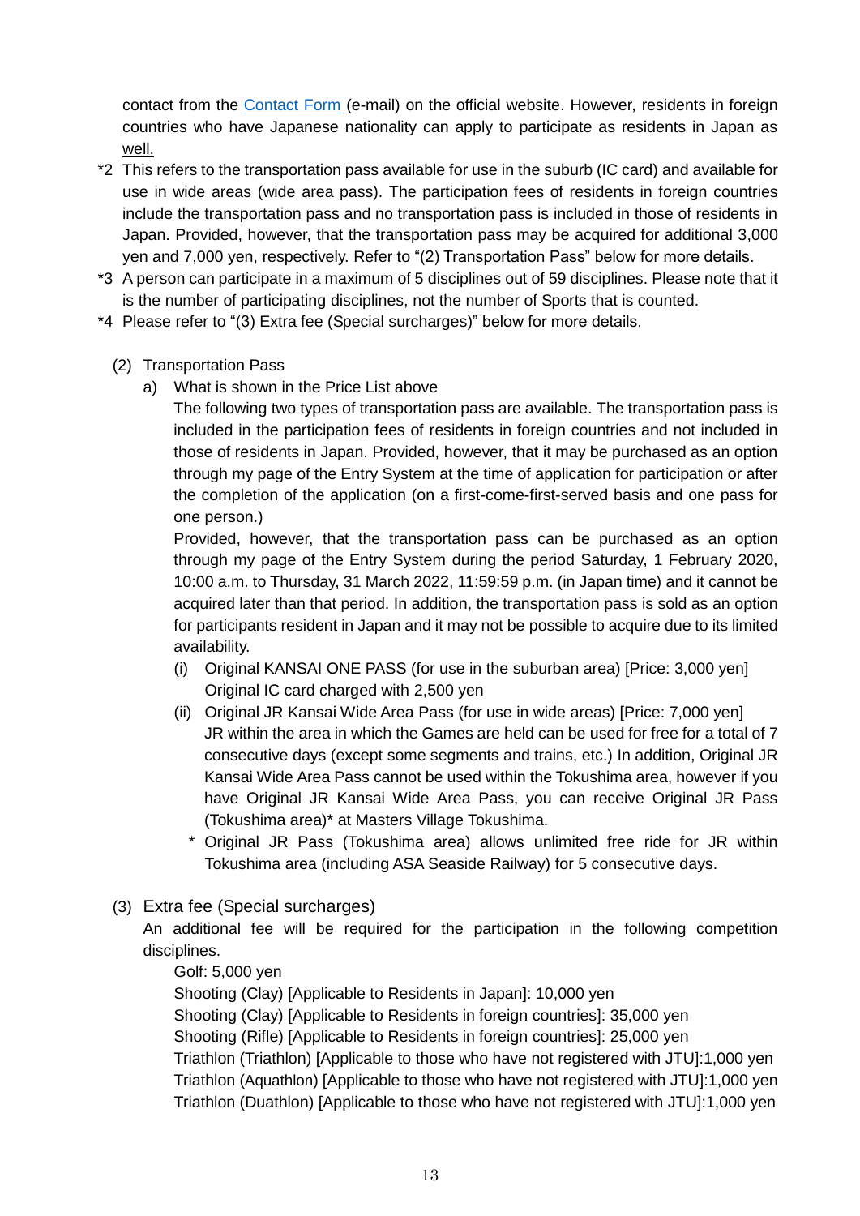contact from the Contact Form (e-mail) on the official website. However, residents in foreign countries who have Japanese nationality can apply to participate as residents in Japan as well.

\*2 This refers to the transportation pass available for use in the suburb (IC card) and available for use in wide areas (wide area pass). The participation fees of residents in foreign countries include the transportation pass and no transportation pass is included in those of residents in Japan. Provided, however, that the transportation pass may be acquired for additional 3,000 yen and 7,000 yen, respectively. Refer to "(2) Transportation Pass" below for more details.

\*3 A person can participate in a maximum of 5 disciplines out of 59 disciplines. Please note that it is the number of participating disciplines, not the number of Sports that is counted.

\*4 Please refer to "(3) Extra fee (Special surcharges)" below for more details.

(2) Transportation Pass

a) What is shown in the Price List above

The following two types of transportation pass are available. The transportation pass is included in the participation fees of residents in foreign countries and not included in those of residents in Japan. Provided, however, that it may be purchased as an option through my page of the Entry System at the time of application for participation or after the completion of the application (on a first-come-first-served basis and one pass for one person.)

Provided, however, that the transportation pass can be purchased as an option through my page of the Entry System during the period Saturday, 1 February 2020, 10:00 a.m. to Thursday, 31 March 2022, 11:59:59 p.m. (in Japan time) and it cannot be acquired later than that period. In addition, the transportation pass is sold as an option for participants resident in Japan and it may not be possible to acquire due to its limited availability.

(i) Original KANSAI ONE PASS (for use in the suburban area) [Price: 3,000 yen]
Original IC card charged with 2,500 yen

(ii) Original JR Kansai Wide Area Pass (for use in wide areas) [Price: 7,000 yen]
JR within the area in which the Games are held can be used for free for a total of 7 consecutive days (except some segments and trains, etc.) In addition, Original JR Kansai Wide Area Pass cannot be used within the Tokushima area, however if you have Original JR Kansai Wide Area Pass, you can receive Original JR Pass (Tokushima area)\* at Masters Village Tokushima.

\* Original JR Pass (Tokushima area) allows unlimited free ride for JR within Tokushima area (including ASA Seaside Railway) for 5 consecutive days.

(3) Extra fee (Special surcharges)

An additional fee will be required for the participation in the following competition disciplines.

Golf: 5,000 yen
Shooting (Clay) [Applicable to Residents in Japan]: 10,000 yen
Shooting (Clay) [Applicable to Residents in foreign countries]: 35,000 yen
Shooting (Rifle) [Applicable to Residents in foreign countries]: 25,000 yen
Triathlon (Triathlon) [Applicable to those who have not registered with JTU]:1,000 yen
Triathlon (Aquathlon) [Applicable to those who have not registered with JTU]:1,000 yen
Triathlon (Duathlon) [Applicable to those who have not registered with JTU]:1,000 yen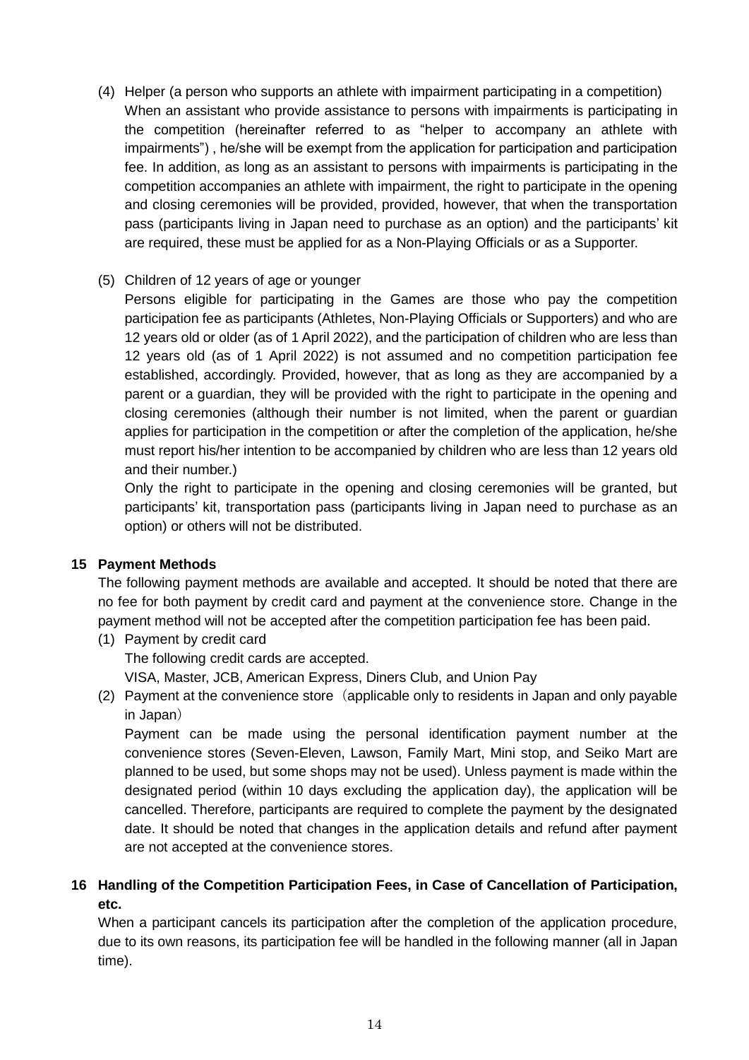(4) Helper (a person who supports an athlete with impairment participating in a competition)

When an assistant who provide assistance to persons with impairments is participating in the competition (hereinafter referred to as "helper to accompany an athlete with impairments") , he/she will be exempt from the application for participation and participation fee. In addition, as long as an assistant to persons with impairments is participating in the competition accompanies an athlete with impairment, the right to participate in the opening and closing ceremonies will be provided, provided, however, that when the transportation pass (participants living in Japan need to purchase as an option) and the participants' kit are required, these must be applied for as a Non-Playing Officials or as a Supporter.

(5) Children of 12 years of age or younger

Persons eligible for participating in the Games are those who pay the competition participation fee as participants (Athletes, Non-Playing Officials or Supporters) and who are 12 years old or older (as of 1 April 2022), and the participation of children who are less than 12 years old (as of 1 April 2022) is not assumed and no competition participation fee established, accordingly. Provided, however, that as long as they are accompanied by a parent or a guardian, they will be provided with the right to participate in the opening and closing ceremonies (although their number is not limited, when the parent or guardian applies for participation in the competition or after the completion of the application, he/she must report his/her intention to be accompanied by children who are less than 12 years old and their number.)

Only the right to participate in the opening and closing ceremonies will be granted, but participants' kit, transportation pass (participants living in Japan need to purchase as an option) or others will not be distributed.

## 15 Payment Methods

The following payment methods are available and accepted. It should be noted that there are no fee for both payment by credit card and payment at the convenience store. Change in the payment method will not be accepted after the competition participation fee has been paid.

(1) Payment by credit card

The following credit cards are accepted.

VISA, Master, JCB, American Express, Diners Club, and Union Pay

(2) Payment at the convenience store（applicable only to residents in Japan and only payable in Japan）

Payment can be made using the personal identification payment number at the convenience stores (Seven-Eleven, Lawson, Family Mart, Mini stop, and Seiko Mart are planned to be used, but some shops may not be used). Unless payment is made within the designated period (within 10 days excluding the application day), the application will be cancelled. Therefore, participants are required to complete the payment by the designated date. It should be noted that changes in the application details and refund after payment are not accepted at the convenience stores.

## 16 Handling of the Competition Participation Fees, in Case of Cancellation of Participation, etc.

When a participant cancels its participation after the completion of the application procedure, due to its own reasons, its participation fee will be handled in the following manner (all in Japan time).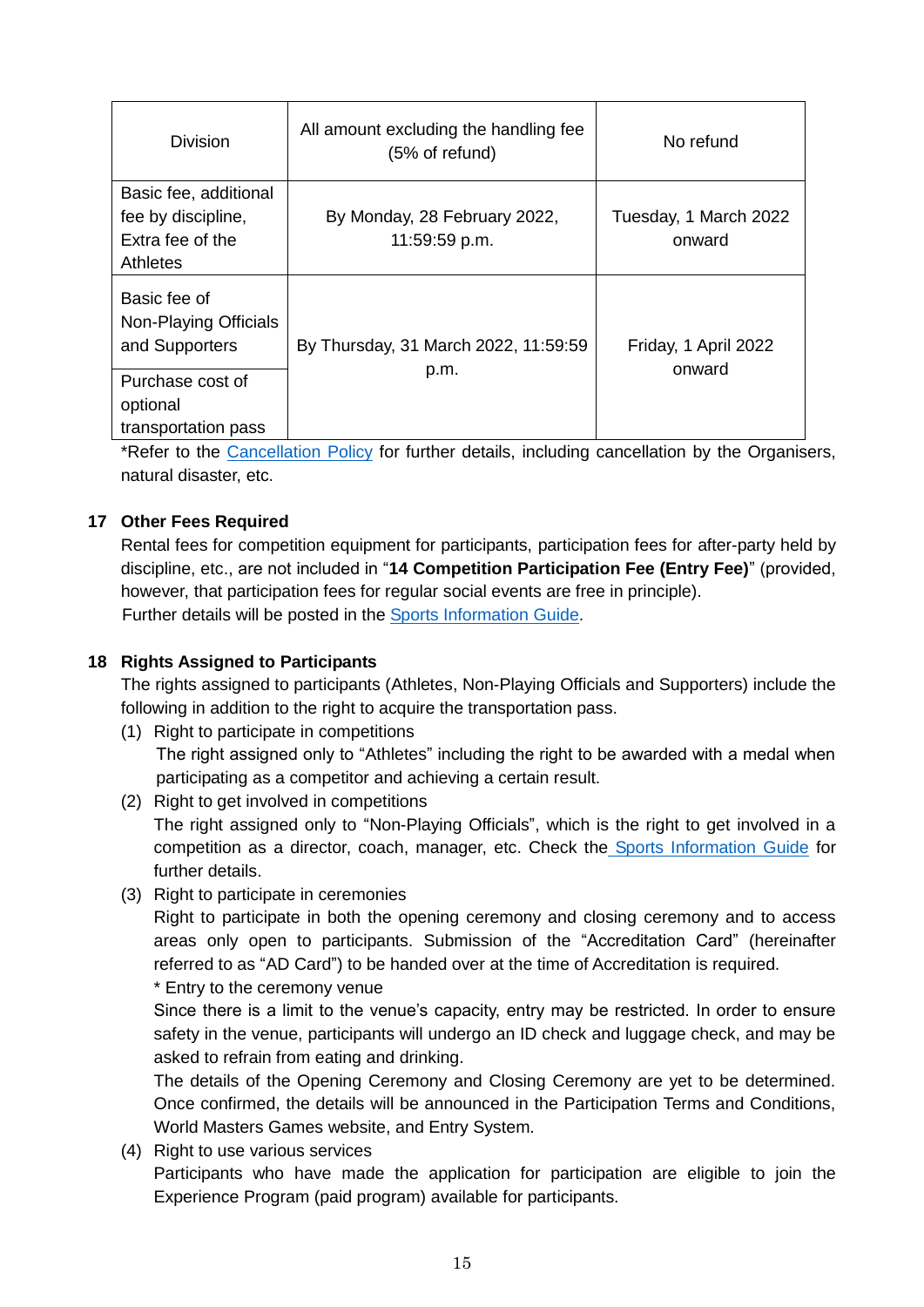| Division | All amount excluding the handling fee (5% of refund) | No refund |
|---|---|---|
| Basic fee, additional fee by discipline, Extra fee of the Athletes | By Monday, 28 February 2022, 11:59:59 p.m. | Tuesday, 1 March 2022 onward |
| Basic fee of Non-Playing Officials and Supporters | By Thursday, 31 March 2022, 11:59:59 p.m. | Friday, 1 April 2022 onward |
| Purchase cost of optional transportation pass | | |

*Refer to the Cancellation Policy for further details, including cancellation by the Organisers, natural disaster, etc.

## 17 Other Fees Required

Rental fees for competition equipment for participants, participation fees for after-party held by discipline, etc., are not included in "**14 Competition Participation Fee (Entry Fee)**" (provided, however, that participation fees for regular social events are free in principle).
Further details will be posted in the Sports Information Guide.

## 18 Rights Assigned to Participants

The rights assigned to participants (Athletes, Non-Playing Officials and Supporters) include the following in addition to the right to acquire the transportation pass.

(1) Right to participate in competitions
The right assigned only to "Athletes" including the right to be awarded with a medal when participating as a competitor and achieving a certain result.

(2) Right to get involved in competitions
The right assigned only to "Non-Playing Officials", which is the right to get involved in a competition as a director, coach, manager, etc. Check the Sports Information Guide for further details.

(3) Right to participate in ceremonies
Right to participate in both the opening ceremony and closing ceremony and to access areas only open to participants. Submission of the "Accreditation Card" (hereinafter referred to as "AD Card") to be handed over at the time of Accreditation is required.
* Entry to the ceremony venue
Since there is a limit to the venue's capacity, entry may be restricted. In order to ensure safety in the venue, participants will undergo an ID check and luggage check, and may be asked to refrain from eating and drinking.
The details of the Opening Ceremony and Closing Ceremony are yet to be determined. Once confirmed, the details will be announced in the Participation Terms and Conditions, World Masters Games website, and Entry System.

(4) Right to use various services
Participants who have made the application for participation are eligible to join the Experience Program (paid program) available for participants.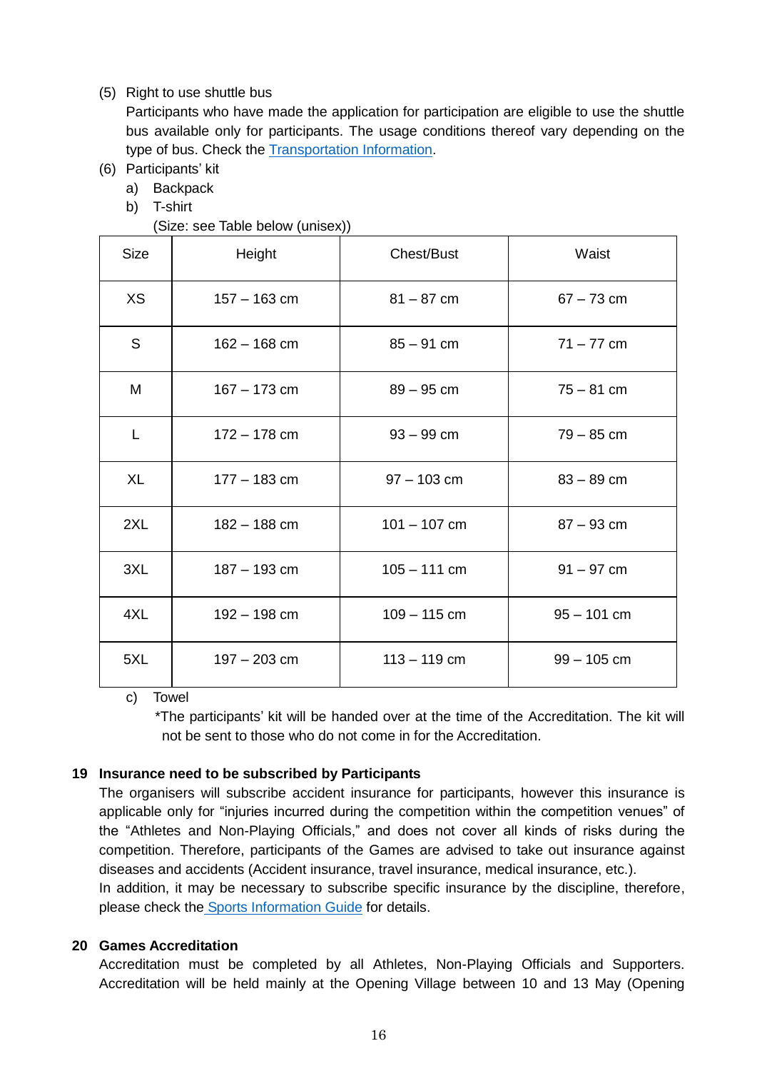(5) Right to use shuttle bus

Participants who have made the application for participation are eligible to use the shuttle bus available only for participants. The usage conditions thereof vary depending on the type of bus. Check the [Transportation Information](#).

(6) Participants' kit

a) Backpack

b) T-shirt

(Size: see Table below (unisex))

| Size | Height | Chest/Bust | Waist |
|---|---|---|---|
| XS | 157 – 163 cm | 81 – 87 cm | 67 – 73 cm |
| S | 162 – 168 cm | 85 – 91 cm | 71 – 77 cm |
| M | 167 – 173 cm | 89 – 95 cm | 75 – 81 cm |
| L | 172 – 178 cm | 93 – 99 cm | 79 – 85 cm |
| XL | 177 – 183 cm | 97 – 103 cm | 83 – 89 cm |
| 2XL | 182 – 188 cm | 101 – 107 cm | 87 – 93 cm |
| 3XL | 187 – 193 cm | 105 – 111 cm | 91 – 97 cm |
| 4XL | 192 – 198 cm | 109 – 115 cm | 95 – 101 cm |
| 5XL | 197 – 203 cm | 113 – 119 cm | 99 – 105 cm |

c) Towel

*The participants' kit will be handed over at the time of the Accreditation. The kit will not be sent to those who do not come in for the Accreditation.

## 19 Insurance need to be subscribed by Participants

The organisers will subscribe accident insurance for participants, however this insurance is applicable only for "injuries incurred during the competition within the competition venues" of the "Athletes and Non-Playing Officials," and does not cover all kinds of risks during the competition. Therefore, participants of the Games are advised to take out insurance against diseases and accidents (Accident insurance, travel insurance, medical insurance, etc.).

In addition, it may be necessary to subscribe specific insurance by the discipline, therefore, please check the [Sports Information Guide](#) for details.

## 20 Games Accreditation

Accreditation must be completed by all Athletes, Non-Playing Officials and Supporters. Accreditation will be held mainly at the Opening Village between 10 and 13 May (Opening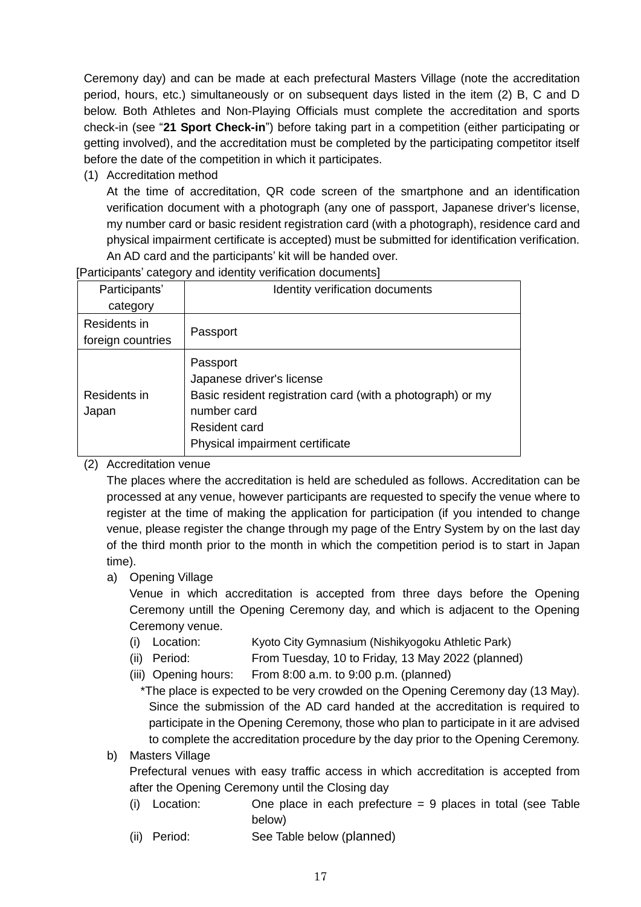Ceremony day) and can be made at each prefectural Masters Village (note the accreditation period, hours, etc.) simultaneously or on subsequent days listed in the item (2) B, C and D below. Both Athletes and Non-Playing Officials must complete the accreditation and sports check-in (see "**21 Sport Check-in**") before taking part in a competition (either participating or getting involved), and the accreditation must be completed by the participating competitor itself before the date of the competition in which it participates.

(1) Accreditation method

At the time of accreditation, QR code screen of the smartphone and an identification verification document with a photograph (any one of passport, Japanese driver's license, my number card or basic resident registration card (with a photograph), residence card and physical impairment certificate is accepted) must be submitted for identification verification. An AD card and the participants' kit will be handed over.

[Participants' category and identity verification documents]

| Participants' category | Identity verification documents |
|---|---|
| Residents in foreign countries | Passport |
| Residents in Japan | Passport<br>Japanese driver's license<br>Basic resident registration card (with a photograph) or my number card<br>Resident card<br>Physical impairment certificate |

(2) Accreditation venue

The places where the accreditation is held are scheduled as follows. Accreditation can be processed at any venue, however participants are requested to specify the venue where to register at the time of making the application for participation (if you intended to change venue, please register the change through my page of the Entry System by on the last day of the third month prior to the month in which the competition period is to start in Japan time).

a) Opening Village

Venue in which accreditation is accepted from three days before the Opening Ceremony untill the Opening Ceremony day, and which is adjacent to the Opening Ceremony venue.

(i) Location: Kyoto City Gymnasium (Nishikyogoku Athletic Park)

(ii) Period: From Tuesday, 10 to Friday, 13 May 2022 (planned)

(iii) Opening hours: From 8:00 a.m. to 9:00 p.m. (planned)

*The place is expected to be very crowded on the Opening Ceremony day (13 May). Since the submission of the AD card handed at the accreditation is required to participate in the Opening Ceremony, those who plan to participate in it are advised to complete the accreditation procedure by the day prior to the Opening Ceremony.

b) Masters Village

Prefectural venues with easy traffic access in which accreditation is accepted from after the Opening Ceremony until the Closing day

(i) Location: One place in each prefecture = 9 places in total (see Table below)

(ii) Period: See Table below (planned)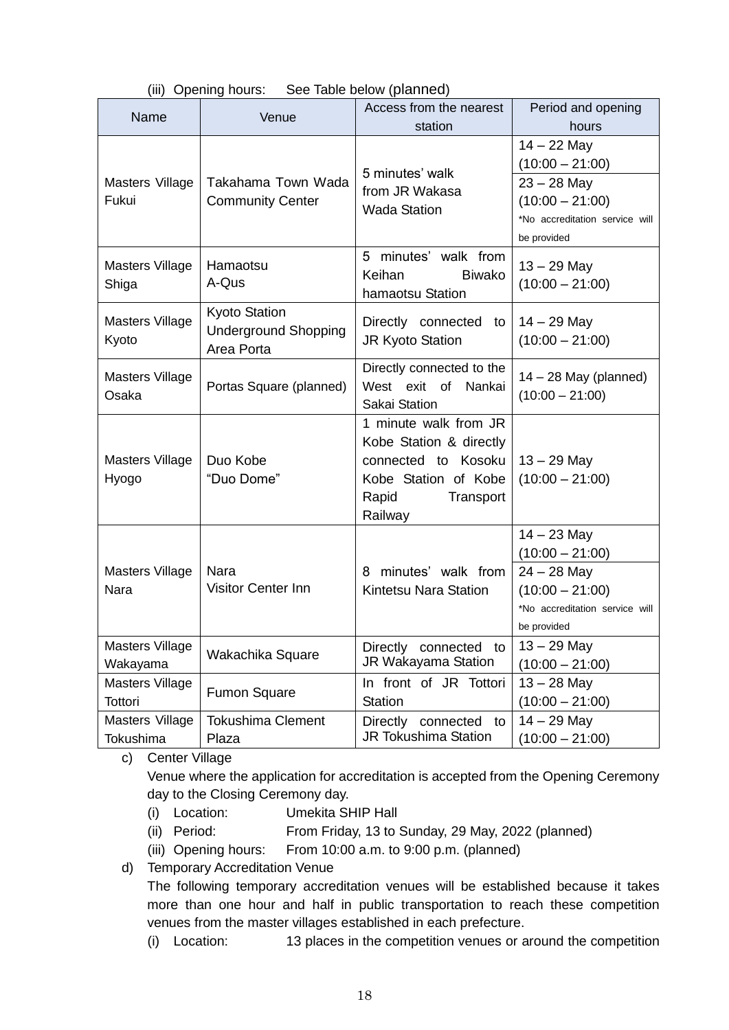(iii) Opening hours: See Table below (planned)

| Name | Venue | Access from the nearest station | Period and opening hours |
|---|---|---|---|
| Masters Village Fukui | Takahama Town Wada Community Center | 5 minutes' walk from JR Wakasa Wada Station | 14 – 22 May (10:00 – 21:00)<br>23 – 28 May (10:00 – 21:00)<br>*No accreditation service will be provided |
| Masters Village Shiga | Hamaotsu A-Qus | 5 minutes' walk from Keihan Biwako hamaotsu Station | 13 – 29 May (10:00 – 21:00) |
| Masters Village Kyoto | Kyoto Station Underground Shopping Area Porta | Directly connected to JR Kyoto Station | 14 – 29 May (10:00 – 21:00) |
| Masters Village Osaka | Portas Square (planned) | Directly connected to the West exit of Nankai Sakai Station | 14 – 28 May (planned) (10:00 – 21:00) |
| Masters Village Hyogo | Duo Kobe "Duo Dome" | 1 minute walk from JR Kobe Station & directly connected to Kosoku Kobe Station of Kobe Rapid Transport Railway | 13 – 29 May (10:00 – 21:00) |
| Masters Village Nara | Nara Visitor Center Inn | 8 minutes' walk from Kintetsu Nara Station | 14 – 23 May (10:00 – 21:00)<br>24 – 28 May (10:00 – 21:00)<br>*No accreditation service will be provided |
| Masters Village Wakayama | Wakachika Square | Directly connected to JR Wakayama Station | 13 – 29 May (10:00 – 21:00) |
| Masters Village Tottori | Fumon Square | In front of JR Tottori Station | 13 – 28 May (10:00 – 21:00) |
| Masters Village Tokushima | Tokushima Clement Plaza | Directly connected to JR Tokushima Station | 14 – 29 May (10:00 – 21:00) |

c) Center Village

Venue where the application for accreditation is accepted from the Opening Ceremony day to the Closing Ceremony day.

(i) Location: Umekita SHIP Hall

(ii) Period: From Friday, 13 to Sunday, 29 May, 2022 (planned)

(iii) Opening hours: From 10:00 a.m. to 9:00 p.m. (planned)

d) Temporary Accreditation Venue

The following temporary accreditation venues will be established because it takes more than one hour and half in public transportation to reach these competition venues from the master villages established in each prefecture.

(i) Location: 13 places in the competition venues or around the competition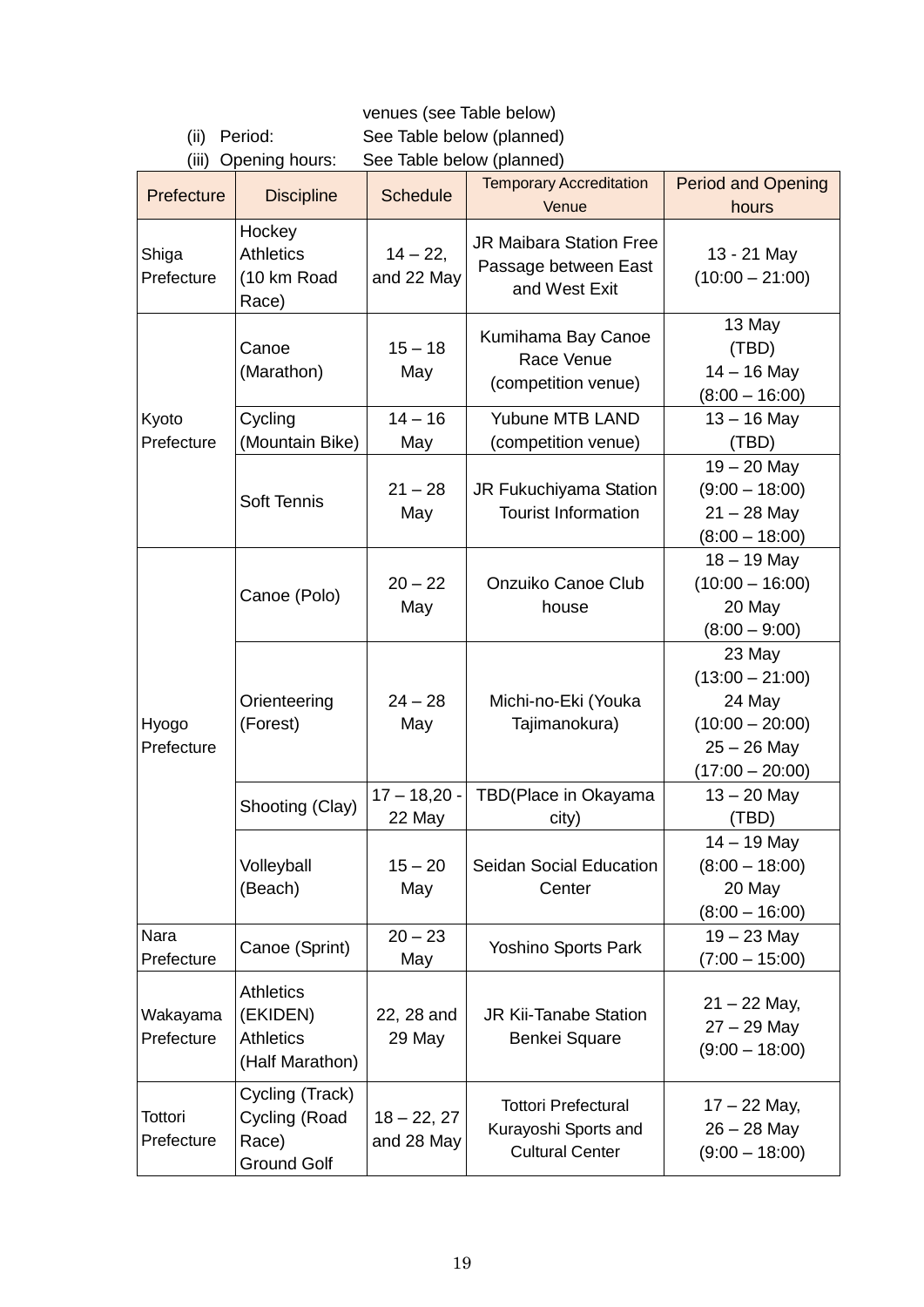venues (see Table below)

(ii) Period: See Table below (planned)

(iii) Opening hours: See Table below (planned)

| Prefecture | Discipline | Schedule | Temporary Accreditation Venue | Period and Opening hours |
|---|---|---|---|---|
| Shiga Prefecture | Hockey<br>Athletics (10 km Road Race) | 14 – 22, and 22 May | JR Maibara Station Free Passage between East and West Exit | 13 - 21 May (10:00 – 21:00) |
| Kyoto Prefecture | Canoe (Marathon) | 15 – 18 May | Kumihama Bay Canoe Race Venue (competition venue) | 13 May (TBD)<br>14 – 16 May (8:00 – 16:00) |
| | Cycling (Mountain Bike) | 14 – 16 May | Yubune MTB LAND (competition venue) | 13 – 16 May (TBD) |
| | Soft Tennis | 21 – 28 May | JR Fukuchiyama Station Tourist Information | 19 – 20 May (9:00 – 18:00)<br>21 – 28 May (8:00 – 18:00) |
| Hyogo Prefecture | Canoe (Polo) | 20 – 22 May | Onzuiko Canoe Club house | 18 – 19 May (10:00 – 16:00)<br>20 May (8:00 – 9:00) |
| | Orienteering (Forest) | 24 – 28 May | Michi-no-Eki (Youka Tajimanokura) | 23 May (13:00 – 21:00)<br>24 May (10:00 – 20:00)<br>25 – 26 May (17:00 – 20:00) |
| | Shooting (Clay) | 17 – 18,20 - 22 May | TBD(Place in Okayama city) | 13 – 20 May (TBD) |
| | Volleyball (Beach) | 15 – 20 May | Seidan Social Education Center | 14 – 19 May (8:00 – 18:00)<br>20 May (8:00 – 16:00) |
| Nara Prefecture | Canoe (Sprint) | 20 – 23 May | Yoshino Sports Park | 19 – 23 May (7:00 – 15:00) |
| Wakayama Prefecture | Athletics (EKIDEN)<br>Athletics (Half Marathon) | 22, 28 and 29 May | JR Kii-Tanabe Station Benkei Square | 21 – 22 May, 27 – 29 May (9:00 – 18:00) |
| Tottori Prefecture | Cycling (Track)<br>Cycling (Road Race)<br>Ground Golf | 18 – 22, 27 and 28 May | Tottori Prefectural Kurayoshi Sports and Cultural Center | 17 – 22 May, 26 – 28 May (9:00 – 18:00) |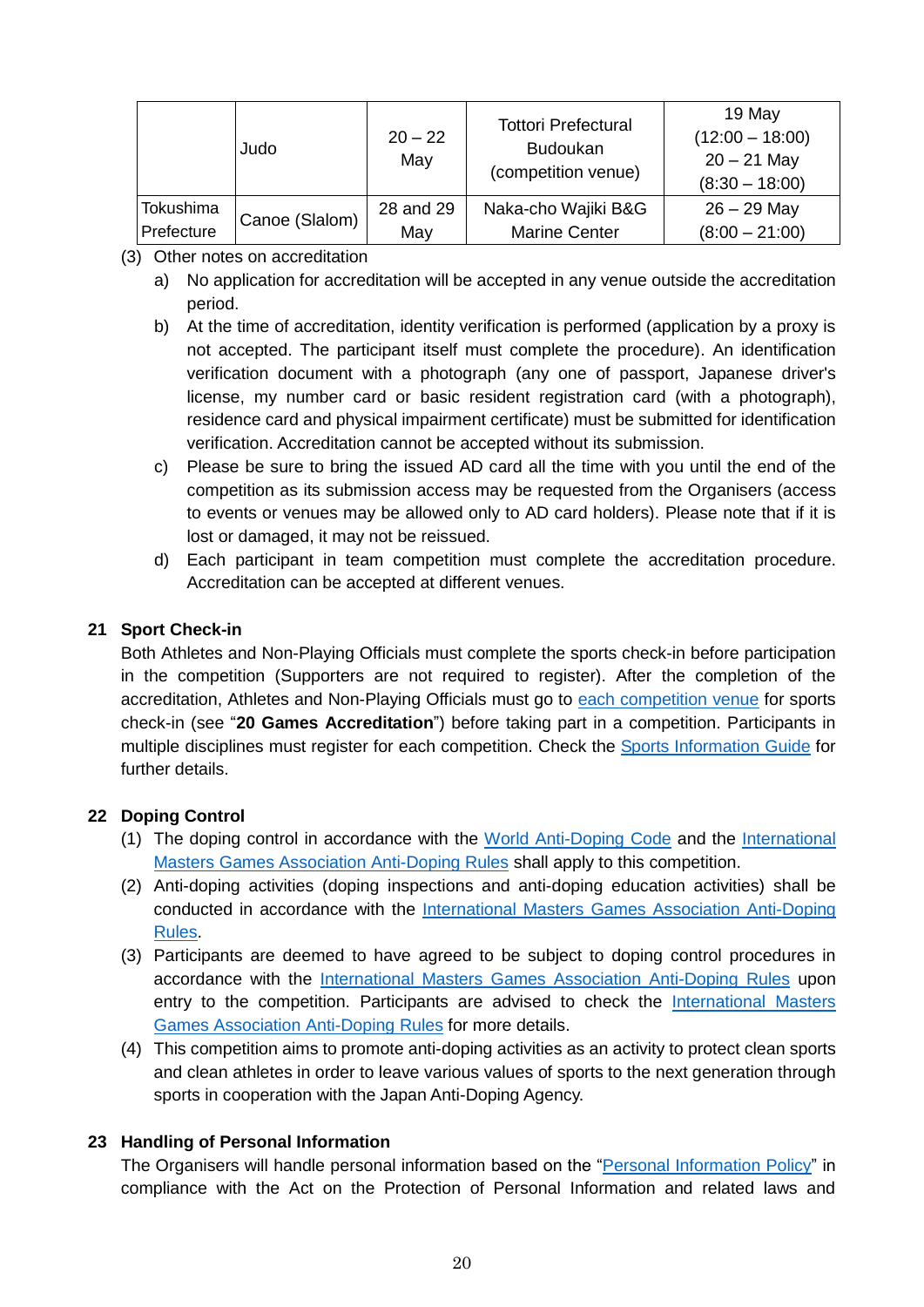| | | | | |
|---|---|---|---|---|
| | Judo | 20 – 22 May | Tottori Prefectural Budoukan (competition venue) | 19 May (12:00 – 18:00) 20 – 21 May (8:30 – 18:00) |
| Tokushima Prefecture | Canoe (Slalom) | 28 and 29 May | Naka-cho Wajiki B&G Marine Center | 26 – 29 May (8:00 – 21:00) |

(3) Other notes on accreditation

a) No application for accreditation will be accepted in any venue outside the accreditation period.

b) At the time of accreditation, identity verification is performed (application by a proxy is not accepted. The participant itself must complete the procedure). An identification verification document with a photograph (any one of passport, Japanese driver's license, my number card or basic resident registration card (with a photograph), residence card and physical impairment certificate) must be submitted for identification verification. Accreditation cannot be accepted without its submission.

c) Please be sure to bring the issued AD card all the time with you until the end of the competition as its submission access may be requested from the Organisers (access to events or venues may be allowed only to AD card holders). Please note that if it is lost or damaged, it may not be reissued.

d) Each participant in team competition must complete the accreditation procedure. Accreditation can be accepted at different venues.

## 21 Sport Check-in

Both Athletes and Non-Playing Officials must complete the sports check-in before participation in the competition (Supporters are not required to register). After the completion of the accreditation, Athletes and Non-Playing Officials must go to each competition venue for sports check-in (see "**20 Games Accreditation**") before taking part in a competition. Participants in multiple disciplines must register for each competition. Check the Sports Information Guide for further details.

## 22 Doping Control

(1) The doping control in accordance with the World Anti-Doping Code and the International Masters Games Association Anti-Doping Rules shall apply to this competition.

(2) Anti-doping activities (doping inspections and anti-doping education activities) shall be conducted in accordance with the International Masters Games Association Anti-Doping Rules.

(3) Participants are deemed to have agreed to be subject to doping control procedures in accordance with the International Masters Games Association Anti-Doping Rules upon entry to the competition. Participants are advised to check the International Masters Games Association Anti-Doping Rules for more details.

(4) This competition aims to promote anti-doping activities as an activity to protect clean sports and clean athletes in order to leave various values of sports to the next generation through sports in cooperation with the Japan Anti-Doping Agency.

## 23 Handling of Personal Information

The Organisers will handle personal information based on the "Personal Information Policy" in compliance with the Act on the Protection of Personal Information and related laws and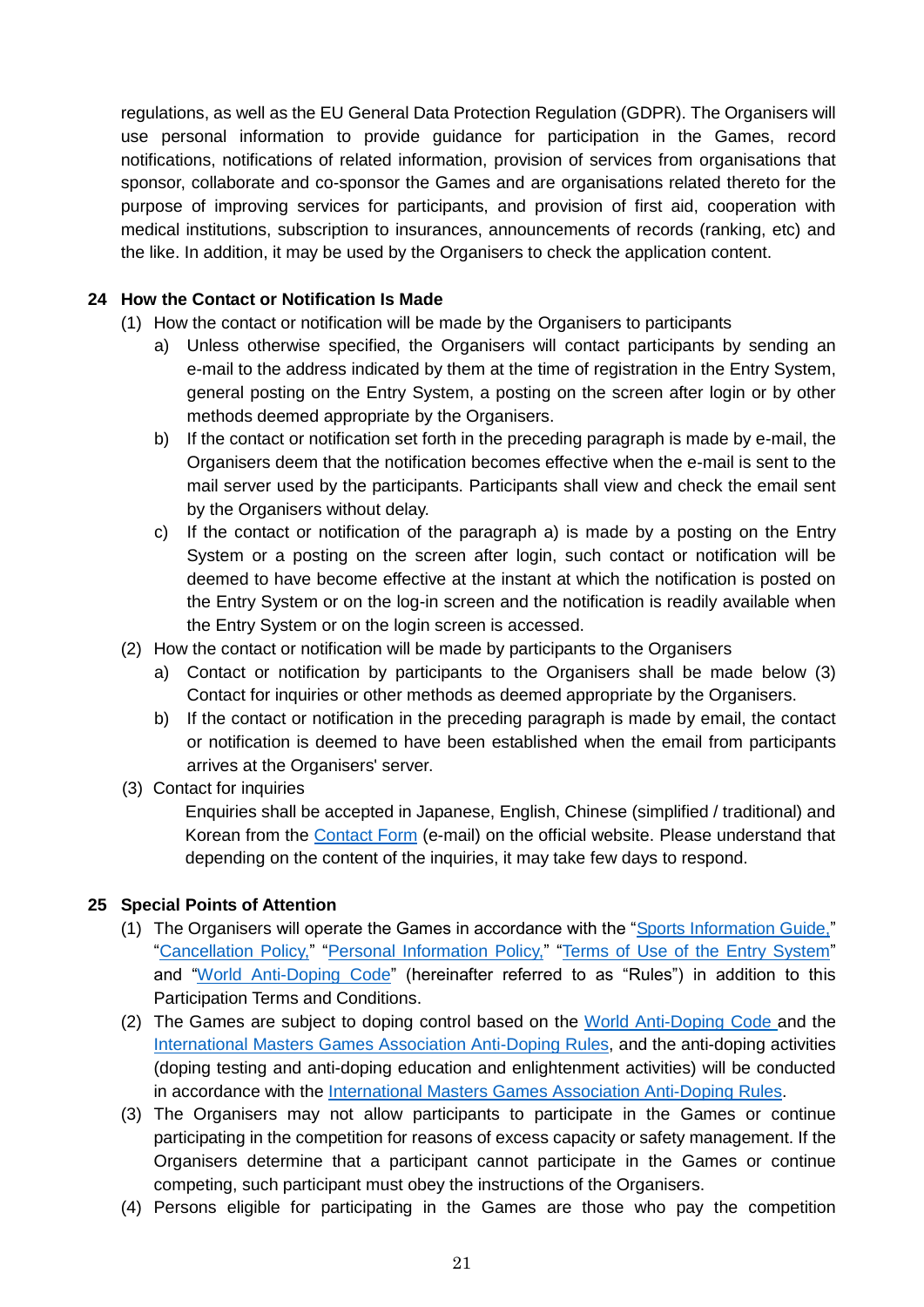regulations, as well as the EU General Data Protection Regulation (GDPR). The Organisers will use personal information to provide guidance for participation in the Games, record notifications, notifications of related information, provision of services from organisations that sponsor, collaborate and co-sponsor the Games and are organisations related thereto for the purpose of improving services for participants, and provision of first aid, cooperation with medical institutions, subscription to insurances, announcements of records (ranking, etc) and the like. In addition, it may be used by the Organisers to check the application content.

## 24 How the Contact or Notification Is Made

(1) How the contact or notification will be made by the Organisers to participants

a) Unless otherwise specified, the Organisers will contact participants by sending an e-mail to the address indicated by them at the time of registration in the Entry System, general posting on the Entry System, a posting on the screen after login or by other methods deemed appropriate by the Organisers.

b) If the contact or notification set forth in the preceding paragraph is made by e-mail, the Organisers deem that the notification becomes effective when the e-mail is sent to the mail server used by the participants. Participants shall view and check the email sent by the Organisers without delay.

c) If the contact or notification of the paragraph a) is made by a posting on the Entry System or a posting on the screen after login, such contact or notification will be deemed to have become effective at the instant at which the notification is posted on the Entry System or on the log-in screen and the notification is readily available when the Entry System or on the login screen is accessed.

(2) How the contact or notification will be made by participants to the Organisers

a) Contact or notification by participants to the Organisers shall be made below (3) Contact for inquiries or other methods as deemed appropriate by the Organisers.

b) If the contact or notification in the preceding paragraph is made by email, the contact or notification is deemed to have been established when the email from participants arrives at the Organisers' server.

(3) Contact for inquiries

Enquiries shall be accepted in Japanese, English, Chinese (simplified / traditional) and Korean from the Contact Form (e-mail) on the official website. Please understand that depending on the content of the inquiries, it may take few days to respond.

## 25 Special Points of Attention

(1) The Organisers will operate the Games in accordance with the "Sports Information Guide," "Cancellation Policy," "Personal Information Policy," "Terms of Use of the Entry System" and "World Anti-Doping Code" (hereinafter referred to as "Rules") in addition to this Participation Terms and Conditions.

(2) The Games are subject to doping control based on the World Anti-Doping Code and the International Masters Games Association Anti-Doping Rules, and the anti-doping activities (doping testing and anti-doping education and enlightenment activities) will be conducted in accordance with the International Masters Games Association Anti-Doping Rules.

(3) The Organisers may not allow participants to participate in the Games or continue participating in the competition for reasons of excess capacity or safety management. If the Organisers determine that a participant cannot participate in the Games or continue competing, such participant must obey the instructions of the Organisers.

(4) Persons eligible for participating in the Games are those who pay the competition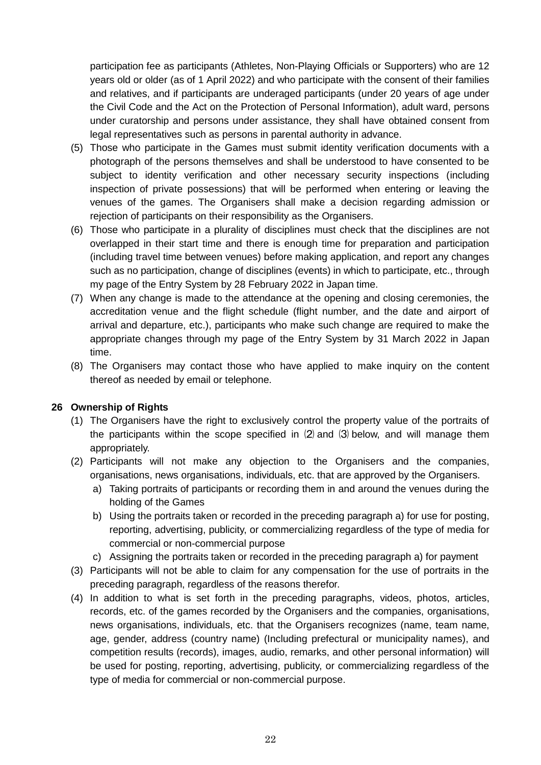participation fee as participants (Athletes, Non-Playing Officials or Supporters) who are 12 years old or older (as of 1 April 2022) and who participate with the consent of their families and relatives, and if participants are underaged participants (under 20 years of age under the Civil Code and the Act on the Protection of Personal Information), adult ward, persons under curatorship and persons under assistance, they shall have obtained consent from legal representatives such as persons in parental authority in advance.

(5) Those who participate in the Games must submit identity verification documents with a photograph of the persons themselves and shall be understood to have consented to be subject to identity verification and other necessary security inspections (including inspection of private possessions) that will be performed when entering or leaving the venues of the games. The Organisers shall make a decision regarding admission or rejection of participants on their responsibility as the Organisers.

(6) Those who participate in a plurality of disciplines must check that the disciplines are not overlapped in their start time and there is enough time for preparation and participation (including travel time between venues) before making application, and report any changes such as no participation, change of disciplines (events) in which to participate, etc., through my page of the Entry System by 28 February 2022 in Japan time.

(7) When any change is made to the attendance at the opening and closing ceremonies, the accreditation venue and the flight schedule (flight number, and the date and airport of arrival and departure, etc.), participants who make such change are required to make the appropriate changes through my page of the Entry System by 31 March 2022 in Japan time.

(8) The Organisers may contact those who have applied to make inquiry on the content thereof as needed by email or telephone.

## 26 Ownership of Rights

(1) The Organisers have the right to exclusively control the property value of the portraits of the participants within the scope specified in (2) and (3) below, and will manage them appropriately.

(2) Participants will not make any objection to the Organisers and the companies, organisations, news organisations, individuals, etc. that are approved by the Organisers.

  a) Taking portraits of participants or recording them in and around the venues during the holding of the Games

  b) Using the portraits taken or recorded in the preceding paragraph a) for use for posting, reporting, advertising, publicity, or commercializing regardless of the type of media for commercial or non-commercial purpose

  c) Assigning the portraits taken or recorded in the preceding paragraph a) for payment

(3) Participants will not be able to claim for any compensation for the use of portraits in the preceding paragraph, regardless of the reasons therefor.

(4) In addition to what is set forth in the preceding paragraphs, videos, photos, articles, records, etc. of the games recorded by the Organisers and the companies, organisations, news organisations, individuals, etc. that the Organisers recognizes (name, team name, age, gender, address (country name) (Including prefectural or municipality names), and competition results (records), images, audio, remarks, and other personal information) will be used for posting, reporting, advertising, publicity, or commercializing regardless of the type of media for commercial or non-commercial purpose.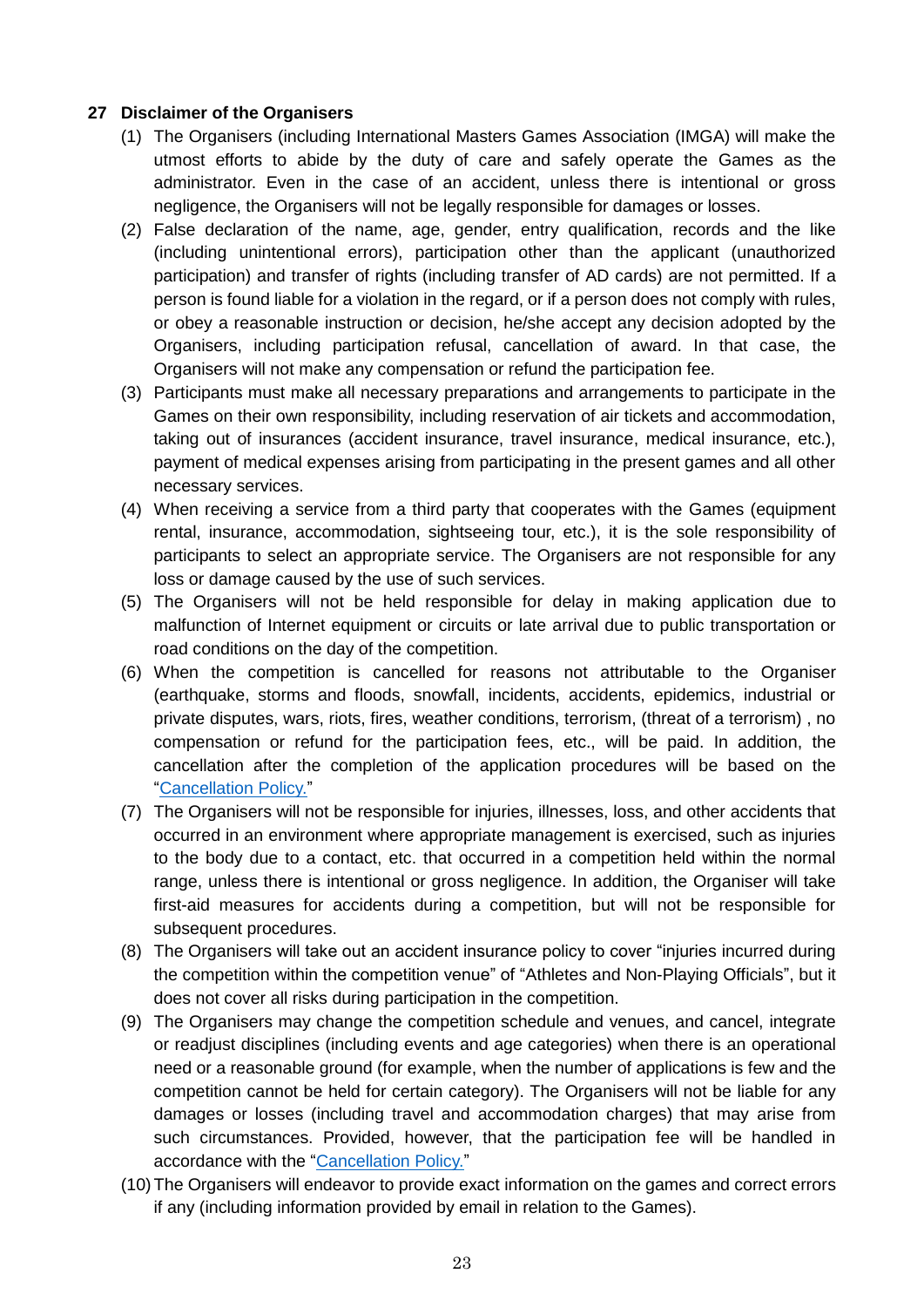## 27 Disclaimer of the Organisers

(1) The Organisers (including International Masters Games Association (IMGA) will make the utmost efforts to abide by the duty of care and safely operate the Games as the administrator. Even in the case of an accident, unless there is intentional or gross negligence, the Organisers will not be legally responsible for damages or losses.

(2) False declaration of the name, age, gender, entry qualification, records and the like (including unintentional errors), participation other than the applicant (unauthorized participation) and transfer of rights (including transfer of AD cards) are not permitted. If a person is found liable for a violation in the regard, or if a person does not comply with rules, or obey a reasonable instruction or decision, he/she accept any decision adopted by the Organisers, including participation refusal, cancellation of award. In that case, the Organisers will not make any compensation or refund the participation fee.

(3) Participants must make all necessary preparations and arrangements to participate in the Games on their own responsibility, including reservation of air tickets and accommodation, taking out of insurances (accident insurance, travel insurance, medical insurance, etc.), payment of medical expenses arising from participating in the present games and all other necessary services.

(4) When receiving a service from a third party that cooperates with the Games (equipment rental, insurance, accommodation, sightseeing tour, etc.), it is the sole responsibility of participants to select an appropriate service. The Organisers are not responsible for any loss or damage caused by the use of such services.

(5) The Organisers will not be held responsible for delay in making application due to malfunction of Internet equipment or circuits or late arrival due to public transportation or road conditions on the day of the competition.

(6) When the competition is cancelled for reasons not attributable to the Organiser (earthquake, storms and floods, snowfall, incidents, accidents, epidemics, industrial or private disputes, wars, riots, fires, weather conditions, terrorism, (threat of a terrorism) , no compensation or refund for the participation fees, etc., will be paid. In addition, the cancellation after the completion of the application procedures will be based on the "Cancellation Policy."

(7) The Organisers will not be responsible for injuries, illnesses, loss, and other accidents that occurred in an environment where appropriate management is exercised, such as injuries to the body due to a contact, etc. that occurred in a competition held within the normal range, unless there is intentional or gross negligence. In addition, the Organiser will take first-aid measures for accidents during a competition, but will not be responsible for subsequent procedures.

(8) The Organisers will take out an accident insurance policy to cover "injuries incurred during the competition within the competition venue" of "Athletes and Non-Playing Officials", but it does not cover all risks during participation in the competition.

(9) The Organisers may change the competition schedule and venues, and cancel, integrate or readjust disciplines (including events and age categories) when there is an operational need or a reasonable ground (for example, when the number of applications is few and the competition cannot be held for certain category). The Organisers will not be liable for any damages or losses (including travel and accommodation charges) that may arise from such circumstances. Provided, however, that the participation fee will be handled in accordance with the "Cancellation Policy."

(10) The Organisers will endeavor to provide exact information on the games and correct errors if any (including information provided by email in relation to the Games).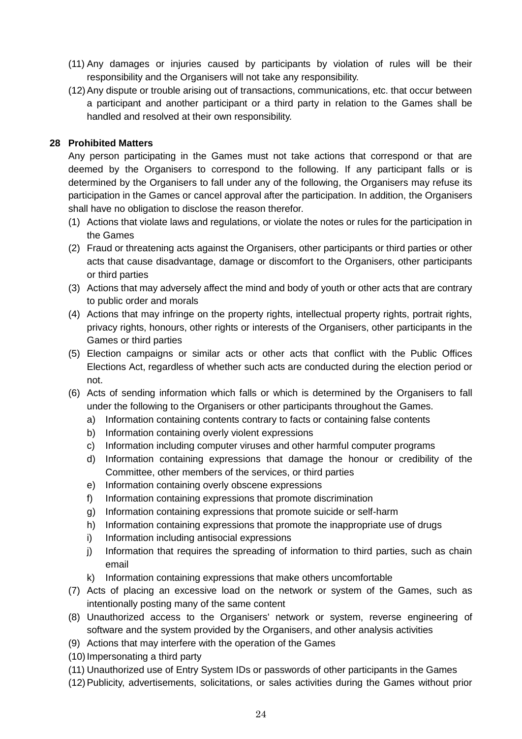(11) Any damages or injuries caused by participants by violation of rules will be their responsibility and the Organisers will not take any responsibility.

(12) Any dispute or trouble arising out of transactions, communications, etc. that occur between a participant and another participant or a third party in relation to the Games shall be handled and resolved at their own responsibility.

## 28 Prohibited Matters

Any person participating in the Games must not take actions that correspond or that are deemed by the Organisers to correspond to the following. If any participant falls or is determined by the Organisers to fall under any of the following, the Organisers may refuse its participation in the Games or cancel approval after the participation. In addition, the Organisers shall have no obligation to disclose the reason therefor.

(1) Actions that violate laws and regulations, or violate the notes or rules for the participation in the Games

(2) Fraud or threatening acts against the Organisers, other participants or third parties or other acts that cause disadvantage, damage or discomfort to the Organisers, other participants or third parties

(3) Actions that may adversely affect the mind and body of youth or other acts that are contrary to public order and morals

(4) Actions that may infringe on the property rights, intellectual property rights, portrait rights, privacy rights, honours, other rights or interests of the Organisers, other participants in the Games or third parties

(5) Election campaigns or similar acts or other acts that conflict with the Public Offices Elections Act, regardless of whether such acts are conducted during the election period or not.

(6) Acts of sending information which falls or which is determined by the Organisers to fall under the following to the Organisers or other participants throughout the Games.

   a) Information containing contents contrary to facts or containing false contents
   b) Information containing overly violent expressions
   c) Information including computer viruses and other harmful computer programs
   d) Information containing expressions that damage the honour or credibility of the Committee, other members of the services, or third parties
   e) Information containing overly obscene expressions
   f) Information containing expressions that promote discrimination
   g) Information containing expressions that promote suicide or self-harm
   h) Information containing expressions that promote the inappropriate use of drugs
   i) Information including antisocial expressions
   j) Information that requires the spreading of information to third parties, such as chain email
   k) Information containing expressions that make others uncomfortable

(7) Acts of placing an excessive load on the network or system of the Games, such as intentionally posting many of the same content

(8) Unauthorized access to the Organisers' network or system, reverse engineering of software and the system provided by the Organisers, and other analysis activities

(9) Actions that may interfere with the operation of the Games

(10) Impersonating a third party

(11) Unauthorized use of Entry System IDs or passwords of other participants in the Games

(12) Publicity, advertisements, solicitations, or sales activities during the Games without prior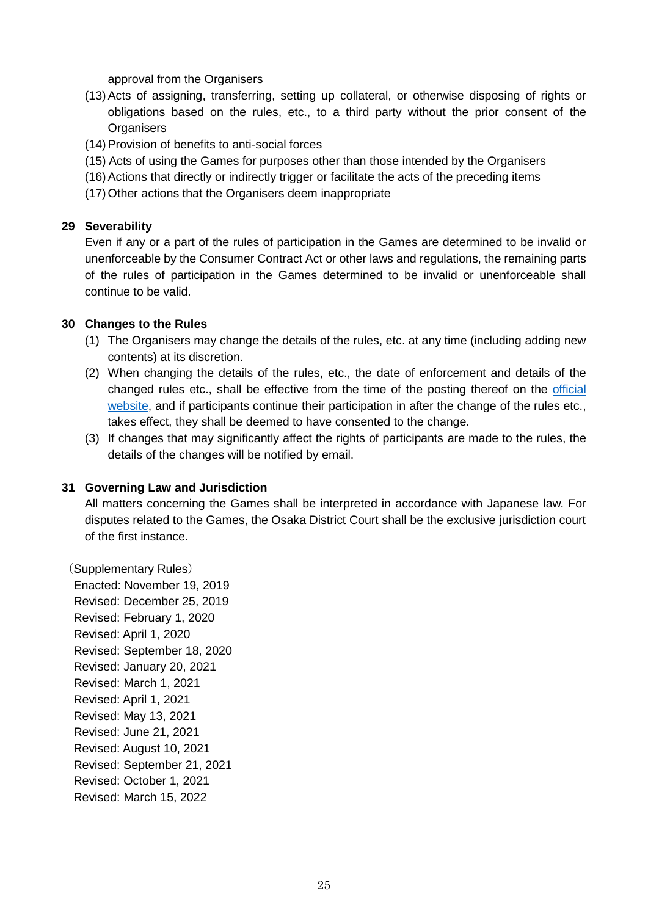approval from the Organisers

(13) Acts of assigning, transferring, setting up collateral, or otherwise disposing of rights or obligations based on the rules, etc., to a third party without the prior consent of the Organisers

(14) Provision of benefits to anti-social forces

(15) Acts of using the Games for purposes other than those intended by the Organisers

(16) Actions that directly or indirectly trigger or facilitate the acts of the preceding items

(17) Other actions that the Organisers deem inappropriate

## 29 Severability

Even if any or a part of the rules of participation in the Games are determined to be invalid or unenforceable by the Consumer Contract Act or other laws and regulations, the remaining parts of the rules of participation in the Games determined to be invalid or unenforceable shall continue to be valid.

## 30 Changes to the Rules

(1) The Organisers may change the details of the rules, etc. at any time (including adding new contents) at its discretion.

(2) When changing the details of the rules, etc., the date of enforcement and details of the changed rules etc., shall be effective from the time of the posting thereof on the official website, and if participants continue their participation in after the change of the rules etc., takes effect, they shall be deemed to have consented to the change.

(3) If changes that may significantly affect the rights of participants are made to the rules, the details of the changes will be notified by email.

## 31 Governing Law and Jurisdiction

All matters concerning the Games shall be interpreted in accordance with Japanese law. For disputes related to the Games, the Osaka District Court shall be the exclusive jurisdiction court of the first instance.

（Supplementary Rules）

Enacted: November 19, 2019
Revised: December 25, 2019
Revised: February 1, 2020
Revised: April 1, 2020
Revised: September 18, 2020
Revised: January 20, 2021
Revised: March 1, 2021
Revised: April 1, 2021
Revised: May 13, 2021
Revised: June 21, 2021
Revised: August 10, 2021
Revised: September 21, 2021
Revised: October 1, 2021
Revised: March 15, 2022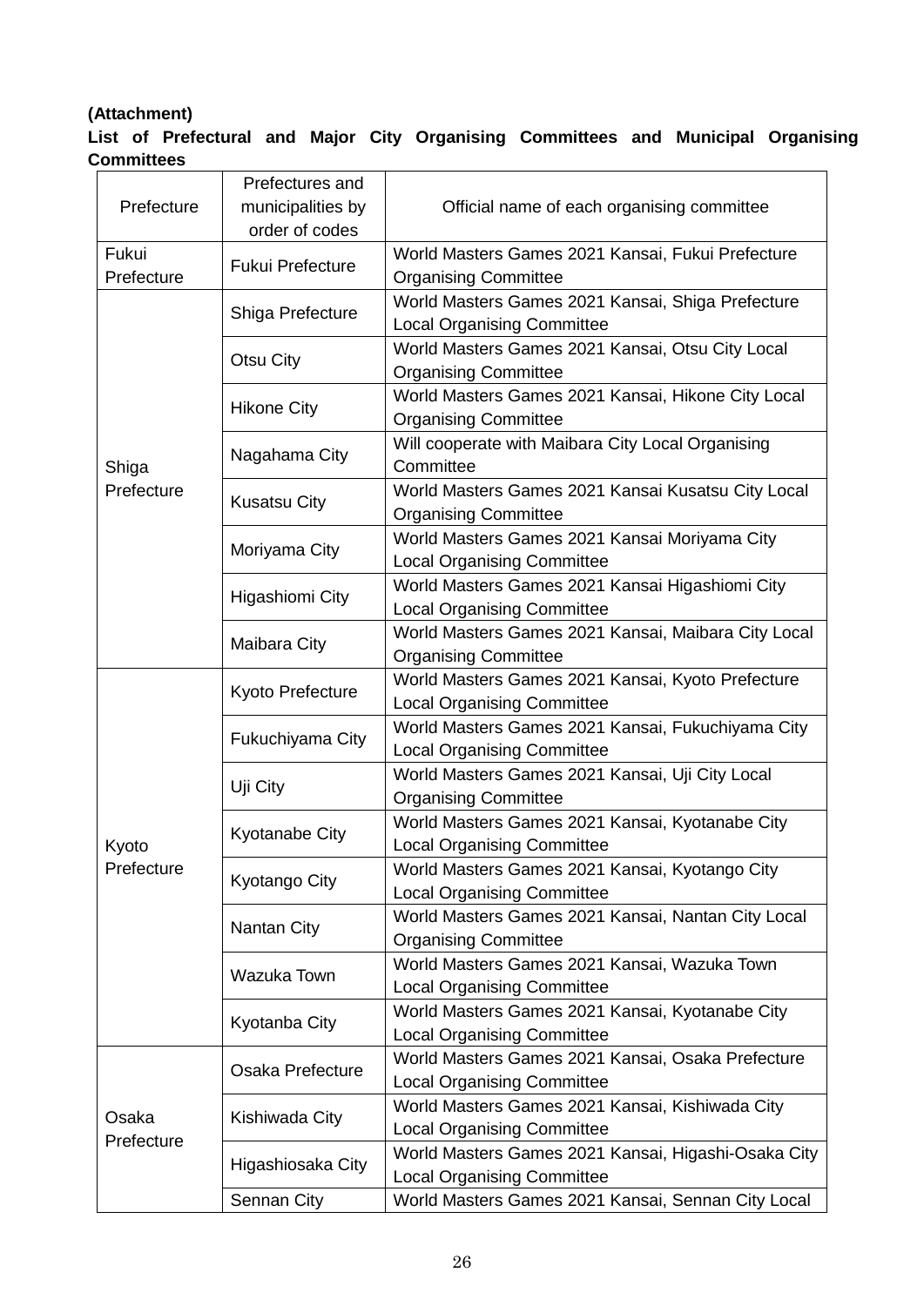**(Attachment)**

**List of Prefectural and Major City Organising Committees and Municipal Organising Committees**

| Prefecture | Prefectures and municipalities by order of codes | Official name of each organising committee |
|---|---|---|
| Fukui Prefecture | Fukui Prefecture | World Masters Games 2021 Kansai, Fukui Prefecture Organising Committee |
| Shiga Prefecture | Shiga Prefecture | World Masters Games 2021 Kansai, Shiga Prefecture Local Organising Committee |
| | Otsu City | World Masters Games 2021 Kansai, Otsu City Local Organising Committee |
| | Hikone City | World Masters Games 2021 Kansai, Hikone City Local Organising Committee |
| | Nagahama City | Will cooperate with Maibara City Local Organising Committee |
| | Kusatsu City | World Masters Games 2021 Kansai Kusatsu City Local Organising Committee |
| | Moriyama City | World Masters Games 2021 Kansai Moriyama City Local Organising Committee |
| | Higashiomi City | World Masters Games 2021 Kansai Higashiomi City Local Organising Committee |
| | Maibara City | World Masters Games 2021 Kansai, Maibara City Local Organising Committee |
| Kyoto Prefecture | Kyoto Prefecture | World Masters Games 2021 Kansai, Kyoto Prefecture Local Organising Committee |
| | Fukuchiyama City | World Masters Games 2021 Kansai, Fukuchiyama City Local Organising Committee |
| | Uji City | World Masters Games 2021 Kansai, Uji City Local Organising Committee |
| | Kyotanabe City | World Masters Games 2021 Kansai, Kyotanabe City Local Organising Committee |
| | Kyotango City | World Masters Games 2021 Kansai, Kyotango City Local Organising Committee |
| | Nantan City | World Masters Games 2021 Kansai, Nantan City Local Organising Committee |
| | Wazuka Town | World Masters Games 2021 Kansai, Wazuka Town Local Organising Committee |
| | Kyotanba City | World Masters Games 2021 Kansai, Kyotanabe City Local Organising Committee |
| Osaka Prefecture | Osaka Prefecture | World Masters Games 2021 Kansai, Osaka Prefecture Local Organising Committee |
| | Kishiwada City | World Masters Games 2021 Kansai, Kishiwada City Local Organising Committee |
| | Higashiosaka City | World Masters Games 2021 Kansai, Higashi-Osaka City Local Organising Committee |
| | Sennan City | World Masters Games 2021 Kansai, Sennan City Local |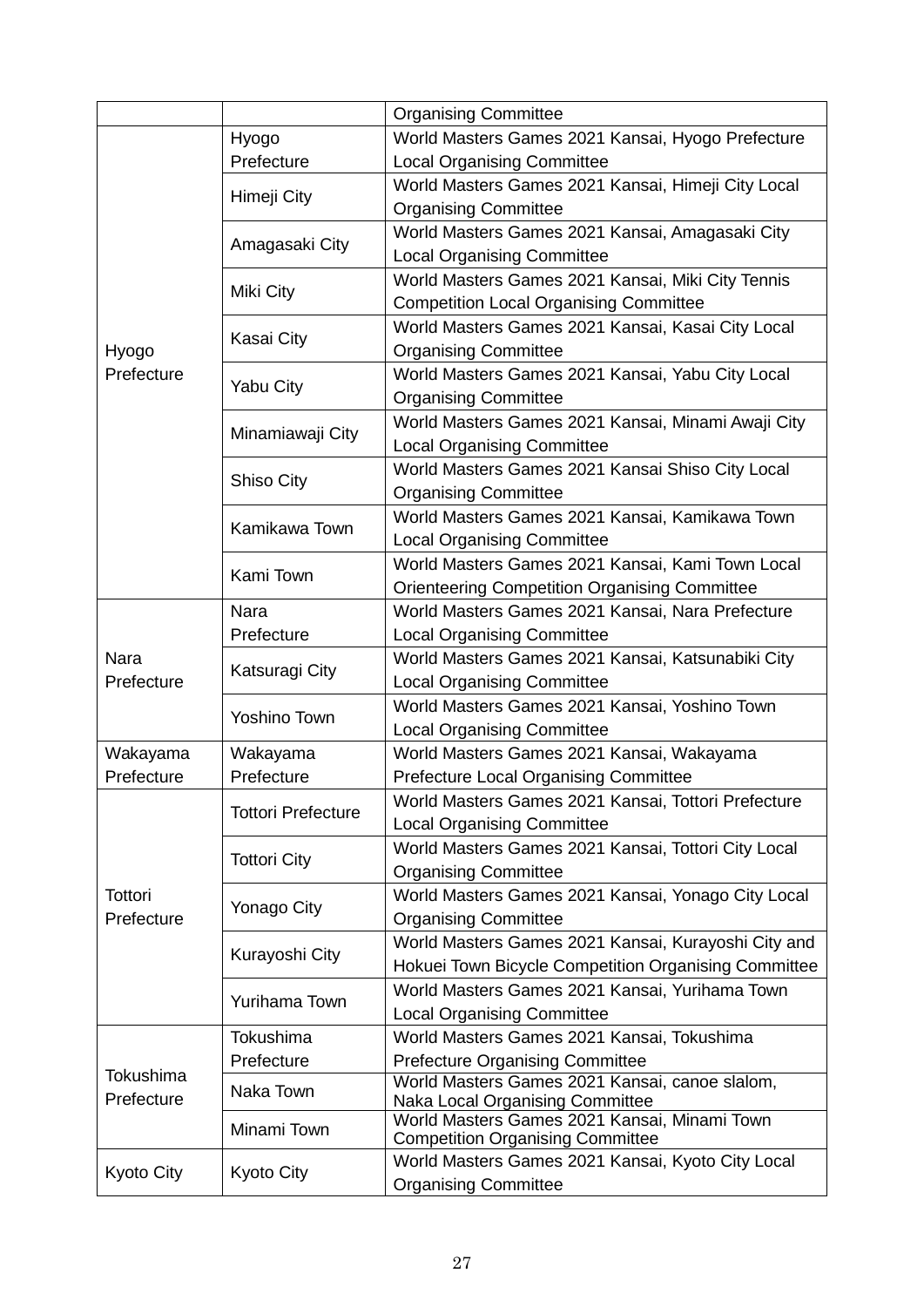| | | Organising Committee |
|---|---|---|
| Hyogo Prefecture | Hyogo Prefecture | World Masters Games 2021 Kansai, Hyogo Prefecture Local Organising Committee |
| | Himeji City | World Masters Games 2021 Kansai, Himeji City Local Organising Committee |
| | Amagasaki City | World Masters Games 2021 Kansai, Amagasaki City Local Organising Committee |
| | Miki City | World Masters Games 2021 Kansai, Miki City Tennis Competition Local Organising Committee |
| | Kasai City | World Masters Games 2021 Kansai, Kasai City Local Organising Committee |
| | Yabu City | World Masters Games 2021 Kansai, Yabu City Local Organising Committee |
| | Minamiawaji City | World Masters Games 2021 Kansai, Minami Awaji City Local Organising Committee |
| | Shiso City | World Masters Games 2021 Kansai Shiso City Local Organising Committee |
| | Kamikawa Town | World Masters Games 2021 Kansai, Kamikawa Town Local Organising Committee |
| | Kami Town | World Masters Games 2021 Kansai, Kami Town Local Orienteering Competition Organising Committee |
| Nara Prefecture | Nara Prefecture | World Masters Games 2021 Kansai, Nara Prefecture Local Organising Committee |
| | Katsuragi City | World Masters Games 2021 Kansai, Katsunabiki City Local Organising Committee |
| | Yoshino Town | World Masters Games 2021 Kansai, Yoshino Town Local Organising Committee |
| Wakayama Prefecture | Wakayama Prefecture | World Masters Games 2021 Kansai, Wakayama Prefecture Local Organising Committee |
| Tottori Prefecture | Tottori Prefecture | World Masters Games 2021 Kansai, Tottori Prefecture Local Organising Committee |
| | Tottori City | World Masters Games 2021 Kansai, Tottori City Local Organising Committee |
| | Yonago City | World Masters Games 2021 Kansai, Yonago City Local Organising Committee |
| | Kurayoshi City | World Masters Games 2021 Kansai, Kurayoshi City and Hokuei Town Bicycle Competition Organising Committee |
| | Yurihama Town | World Masters Games 2021 Kansai, Yurihama Town Local Organising Committee |
| Tokushima Prefecture | Tokushima Prefecture | World Masters Games 2021 Kansai, Tokushima Prefecture Organising Committee |
| | Naka Town | World Masters Games 2021 Kansai, canoe slalom, Naka Local Organising Committee |
| | Minami Town | World Masters Games 2021 Kansai, Minami Town Competition Organising Committee |
| Kyoto City | Kyoto City | World Masters Games 2021 Kansai, Kyoto City Local Organising Committee |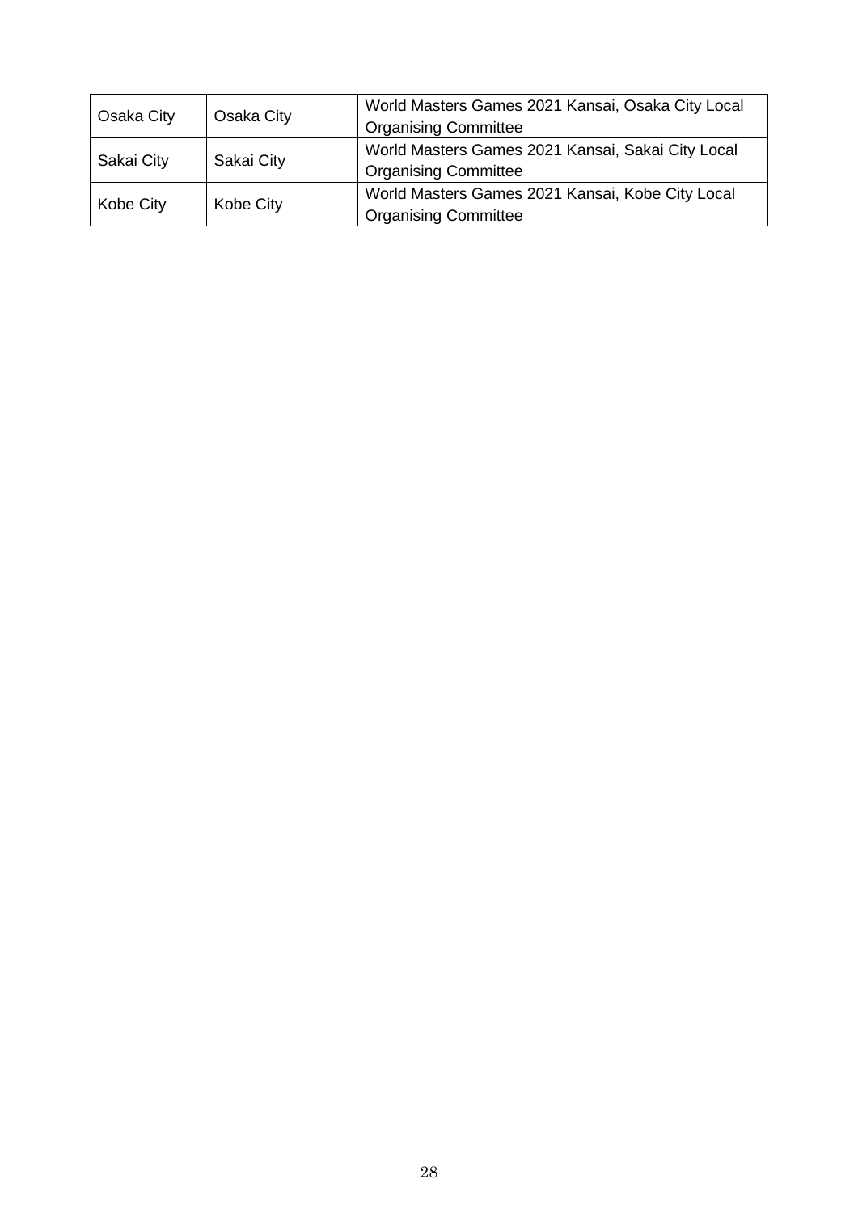| | | |
|---|---|---|
| Osaka City | Osaka City | World Masters Games 2021 Kansai, Osaka City Local Organising Committee |
| Sakai City | Sakai City | World Masters Games 2021 Kansai, Sakai City Local Organising Committee |
| Kobe City | Kobe City | World Masters Games 2021 Kansai, Kobe City Local Organising Committee |